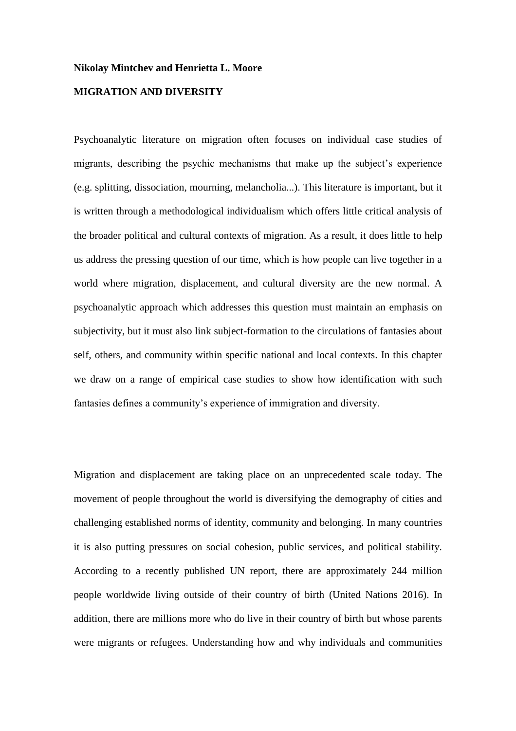**Nikolay Mintchev and Henrietta L. Moore**

# MIGRATION AND DIVERSITY

Psychoanalytic literature on migration often focuses on individual case studies of migrants, describing the psychic mechanisms that make up the subject's experience (e.g. splitting, dissociation, mourning, melancholia...). This literature is important, but it is written through a methodological individualism which offers little critical analysis of the broader political and cultural contexts of migration. As a result, it does little to help us address the pressing question of our time, which is how people can live together in a world where migration, displacement, and cultural diversity are the new normal. A psychoanalytic approach which addresses this question must maintain an emphasis on subjectivity, but it must also link subject-formation to the circulations of fantasies about self, others, and community within specific national and local contexts. In this chapter we draw on a range of empirical case studies to show how identification with such fantasies defines a community's experience of immigration and diversity.

Migration and displacement are taking place on an unprecedented scale today. The movement of people throughout the world is diversifying the demography of cities and challenging established norms of identity, community and belonging. In many countries it is also putting pressures on social cohesion, public services, and political stability. According to a recently published UN report, there are approximately 244 million people worldwide living outside of their country of birth (United Nations 2016). In addition, there are millions more who do live in their country of birth but whose parents were migrants or refugees. Understanding how and why individuals and communities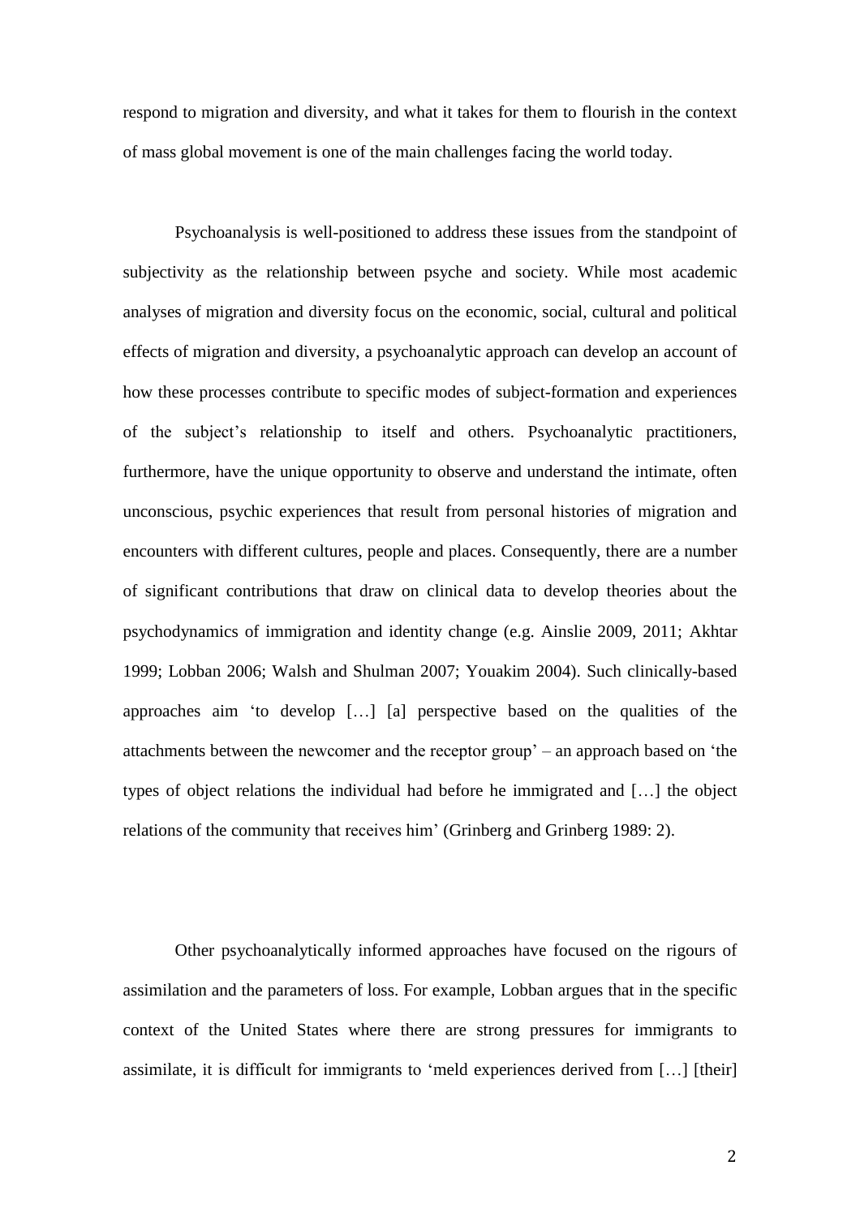respond to migration and diversity, and what it takes for them to flourish in the context of mass global movement is one of the main challenges facing the world today.

Psychoanalysis is well-positioned to address these issues from the standpoint of subjectivity as the relationship between psyche and society. While most academic analyses of migration and diversity focus on the economic, social, cultural and political effects of migration and diversity, a psychoanalytic approach can develop an account of how these processes contribute to specific modes of subject-formation and experiences of the subject's relationship to itself and others. Psychoanalytic practitioners, furthermore, have the unique opportunity to observe and understand the intimate, often unconscious, psychic experiences that result from personal histories of migration and encounters with different cultures, people and places. Consequently, there are a number of significant contributions that draw on clinical data to develop theories about the psychodynamics of immigration and identity change (e.g. Ainslie 2009, 2011; Akhtar 1999; Lobban 2006; Walsh and Shulman 2007; Youakim 2004). Such clinically-based approaches aim 'to develop […] [a] perspective based on the qualities of the attachments between the newcomer and the receptor group' – an approach based on 'the types of object relations the individual had before he immigrated and […] the object relations of the community that receives him' (Grinberg and Grinberg 1989: 2).

Other psychoanalytically informed approaches have focused on the rigours of assimilation and the parameters of loss. For example, Lobban argues that in the specific context of the United States where there are strong pressures for immigrants to assimilate, it is difficult for immigrants to 'meld experiences derived from […] [their]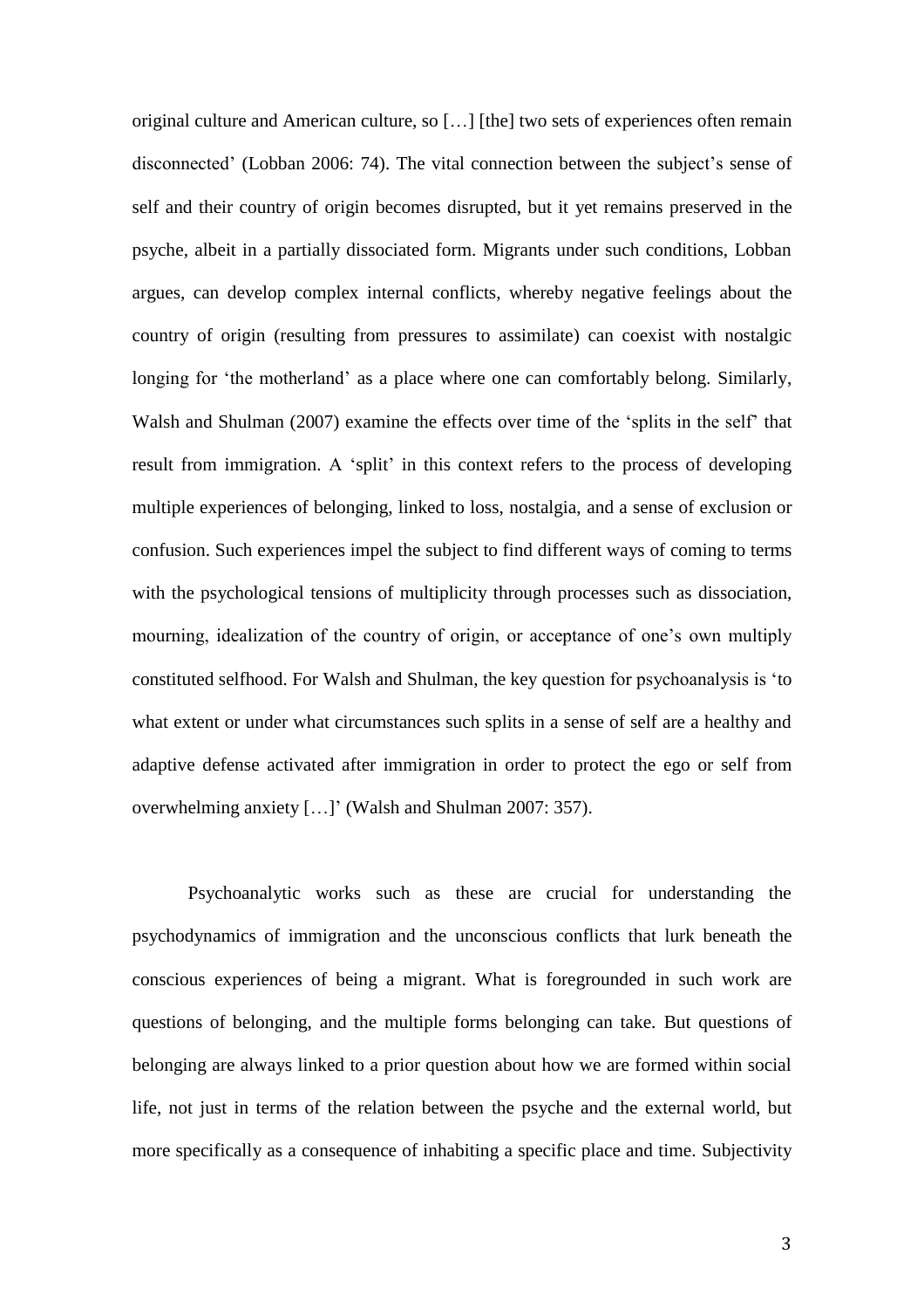original culture and American culture, so […] [the] two sets of experiences often remain disconnected' (Lobban 2006: 74). The vital connection between the subject's sense of self and their country of origin becomes disrupted, but it yet remains preserved in the psyche, albeit in a partially dissociated form. Migrants under such conditions, Lobban argues, can develop complex internal conflicts, whereby negative feelings about the country of origin (resulting from pressures to assimilate) can coexist with nostalgic longing for 'the motherland' as a place where one can comfortably belong. Similarly, Walsh and Shulman (2007) examine the effects over time of the 'splits in the self' that result from immigration. A 'split' in this context refers to the process of developing multiple experiences of belonging, linked to loss, nostalgia, and a sense of exclusion or confusion. Such experiences impel the subject to find different ways of coming to terms with the psychological tensions of multiplicity through processes such as dissociation, mourning, idealization of the country of origin, or acceptance of one's own multiply constituted selfhood. For Walsh and Shulman, the key question for psychoanalysis is 'to what extent or under what circumstances such splits in a sense of self are a healthy and adaptive defense activated after immigration in order to protect the ego or self from overwhelming anxiety […]' (Walsh and Shulman 2007: 357).

Psychoanalytic works such as these are crucial for understanding the psychodynamics of immigration and the unconscious conflicts that lurk beneath the conscious experiences of being a migrant. What is foregrounded in such work are questions of belonging, and the multiple forms belonging can take. But questions of belonging are always linked to a prior question about how we are formed within social life, not just in terms of the relation between the psyche and the external world, but more specifically as a consequence of inhabiting a specific place and time. Subjectivity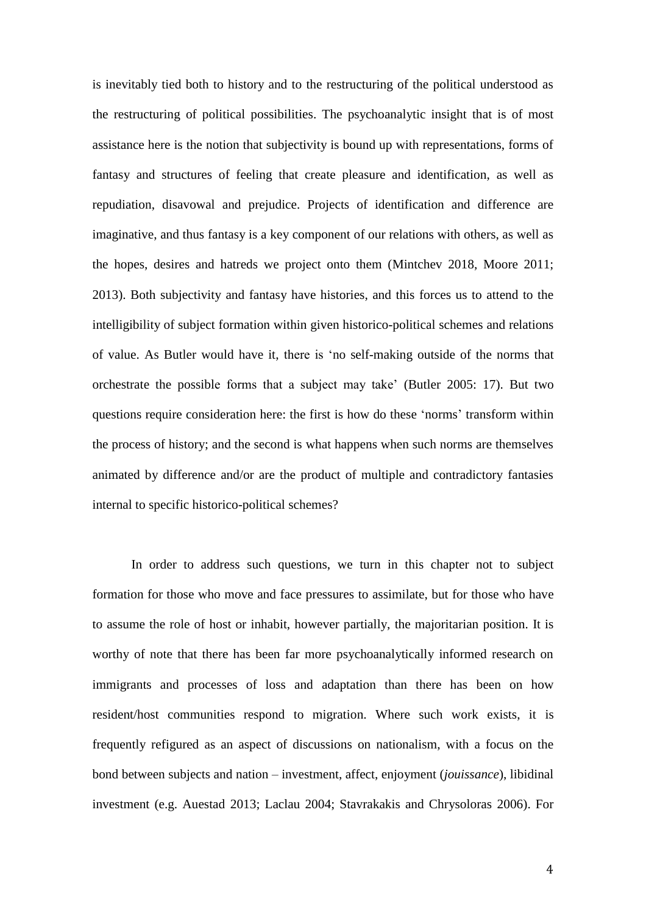is inevitably tied both to history and to the restructuring of the political understood as the restructuring of political possibilities. The psychoanalytic insight that is of most assistance here is the notion that subjectivity is bound up with representations, forms of fantasy and structures of feeling that create pleasure and identification, as well as repudiation, disavowal and prejudice. Projects of identification and difference are imaginative, and thus fantasy is a key component of our relations with others, as well as the hopes, desires and hatreds we project onto them (Mintchev 2018, Moore 2011; 2013). Both subjectivity and fantasy have histories, and this forces us to attend to the intelligibility of subject formation within given historico-political schemes and relations of value. As Butler would have it, there is 'no self-making outside of the norms that orchestrate the possible forms that a subject may take' (Butler 2005: 17). But two questions require consideration here: the first is how do these 'norms' transform within the process of history; and the second is what happens when such norms are themselves animated by difference and/or are the product of multiple and contradictory fantasies internal to specific historico-political schemes?

In order to address such questions, we turn in this chapter not to subject formation for those who move and face pressures to assimilate, but for those who have to assume the role of host or inhabit, however partially, the majoritarian position. It is worthy of note that there has been far more psychoanalytically informed research on immigrants and processes of loss and adaptation than there has been on how resident/host communities respond to migration. Where such work exists, it is frequently refigured as an aspect of discussions on nationalism, with a focus on the bond between subjects and nation – investment, affect, enjoyment (*jouissance*), libidinal investment (e.g. Auestad 2013; Laclau 2004; Stavrakakis and Chrysoloras 2006). For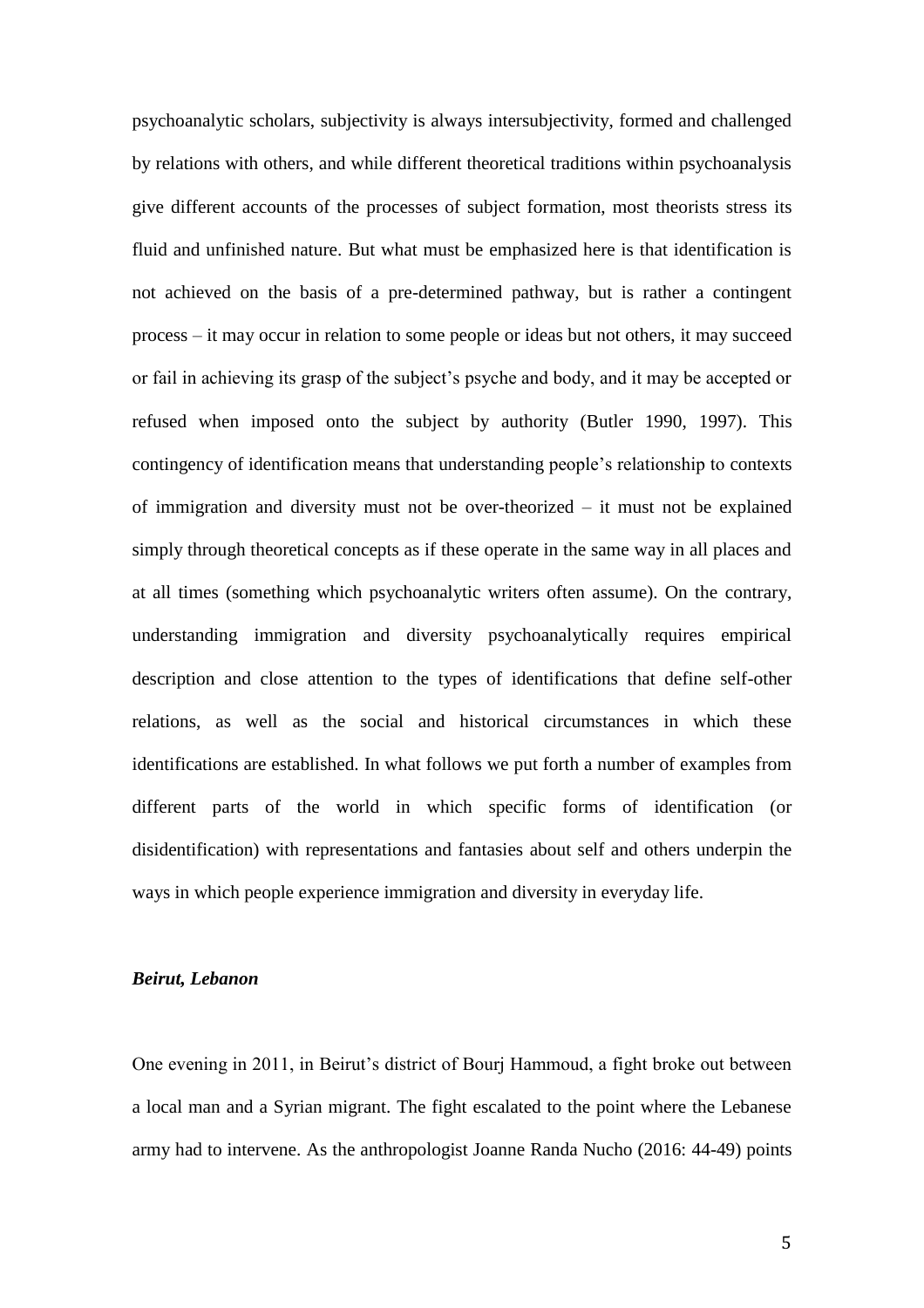psychoanalytic scholars, subjectivity is always intersubjectivity, formed and challenged by relations with others, and while different theoretical traditions within psychoanalysis give different accounts of the processes of subject formation, most theorists stress its fluid and unfinished nature. But what must be emphasized here is that identification is not achieved on the basis of a pre-determined pathway, but is rather a contingent process – it may occur in relation to some people or ideas but not others, it may succeed or fail in achieving its grasp of the subject's psyche and body, and it may be accepted or refused when imposed onto the subject by authority (Butler 1990, 1997). This contingency of identification means that understanding people's relationship to contexts of immigration and diversity must not be over-theorized – it must not be explained simply through theoretical concepts as if these operate in the same way in all places and at all times (something which psychoanalytic writers often assume). On the contrary, understanding immigration and diversity psychoanalytically requires empirical description and close attention to the types of identifications that define self-other relations, as well as the social and historical circumstances in which these identifications are established. In what follows we put forth a number of examples from different parts of the world in which specific forms of identification (or disidentification) with representations and fantasies about self and others underpin the ways in which people experience immigration and diversity in everyday life.

### *Beirut, Lebanon*

One evening in 2011, in Beirut's district of Bourj Hammoud, a fight broke out between a local man and a Syrian migrant. The fight escalated to the point where the Lebanese army had to intervene. As the anthropologist Joanne Randa Nucho (2016: 44-49) points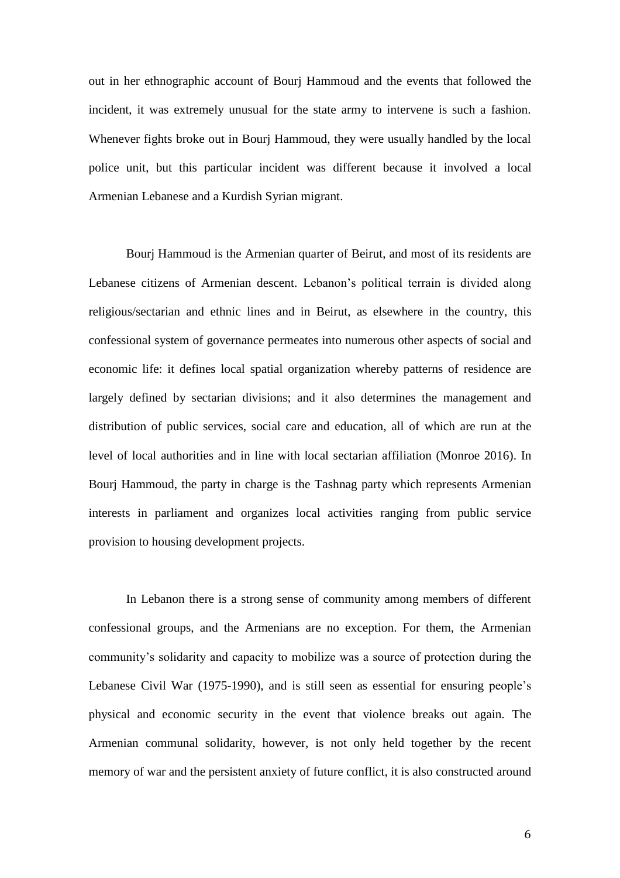out in her ethnographic account of Bourj Hammoud and the events that followed the incident, it was extremely unusual for the state army to intervene is such a fashion. Whenever fights broke out in Bourj Hammoud, they were usually handled by the local police unit, but this particular incident was different because it involved a local Armenian Lebanese and a Kurdish Syrian migrant.

Bourj Hammoud is the Armenian quarter of Beirut, and most of its residents are Lebanese citizens of Armenian descent. Lebanon's political terrain is divided along religious/sectarian and ethnic lines and in Beirut, as elsewhere in the country, this confessional system of governance permeates into numerous other aspects of social and economic life: it defines local spatial organization whereby patterns of residence are largely defined by sectarian divisions; and it also determines the management and distribution of public services, social care and education, all of which are run at the level of local authorities and in line with local sectarian affiliation (Monroe 2016). In Bourj Hammoud, the party in charge is the Tashnag party which represents Armenian interests in parliament and organizes local activities ranging from public service provision to housing development projects.

In Lebanon there is a strong sense of community among members of different confessional groups, and the Armenians are no exception. For them, the Armenian community's solidarity and capacity to mobilize was a source of protection during the Lebanese Civil War (1975-1990), and is still seen as essential for ensuring people's physical and economic security in the event that violence breaks out again. The Armenian communal solidarity, however, is not only held together by the recent memory of war and the persistent anxiety of future conflict, it is also constructed around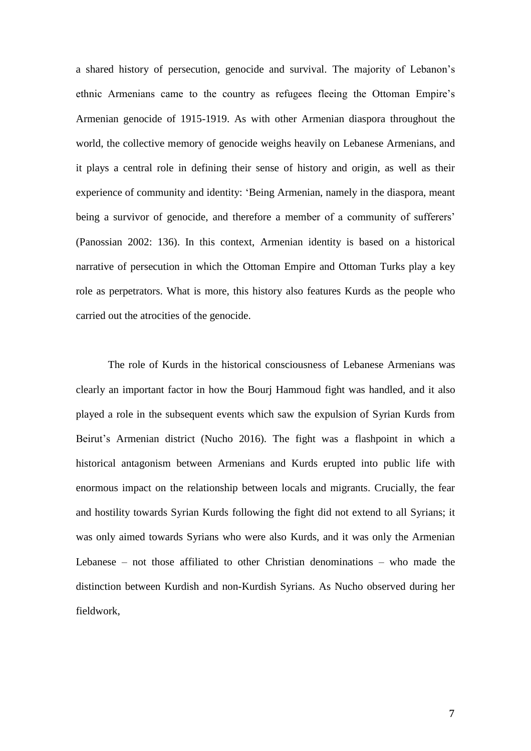a shared history of persecution, genocide and survival. The majority of Lebanon's ethnic Armenians came to the country as refugees fleeing the Ottoman Empire's Armenian genocide of 1915-1919. As with other Armenian diaspora throughout the world, the collective memory of genocide weighs heavily on Lebanese Armenians, and it plays a central role in defining their sense of history and origin, as well as their experience of community and identity: 'Being Armenian, namely in the diaspora, meant being a survivor of genocide, and therefore a member of a community of sufferers' (Panossian 2002: 136). In this context, Armenian identity is based on a historical narrative of persecution in which the Ottoman Empire and Ottoman Turks play a key role as perpetrators. What is more, this history also features Kurds as the people who carried out the atrocities of the genocide.

The role of Kurds in the historical consciousness of Lebanese Armenians was clearly an important factor in how the Bourj Hammoud fight was handled, and it also played a role in the subsequent events which saw the expulsion of Syrian Kurds from Beirut's Armenian district (Nucho 2016). The fight was a flashpoint in which a historical antagonism between Armenians and Kurds erupted into public life with enormous impact on the relationship between locals and migrants. Crucially, the fear and hostility towards Syrian Kurds following the fight did not extend to all Syrians; it was only aimed towards Syrians who were also Kurds, and it was only the Armenian Lebanese – not those affiliated to other Christian denominations – who made the distinction between Kurdish and non-Kurdish Syrians. As Nucho observed during her fieldwork,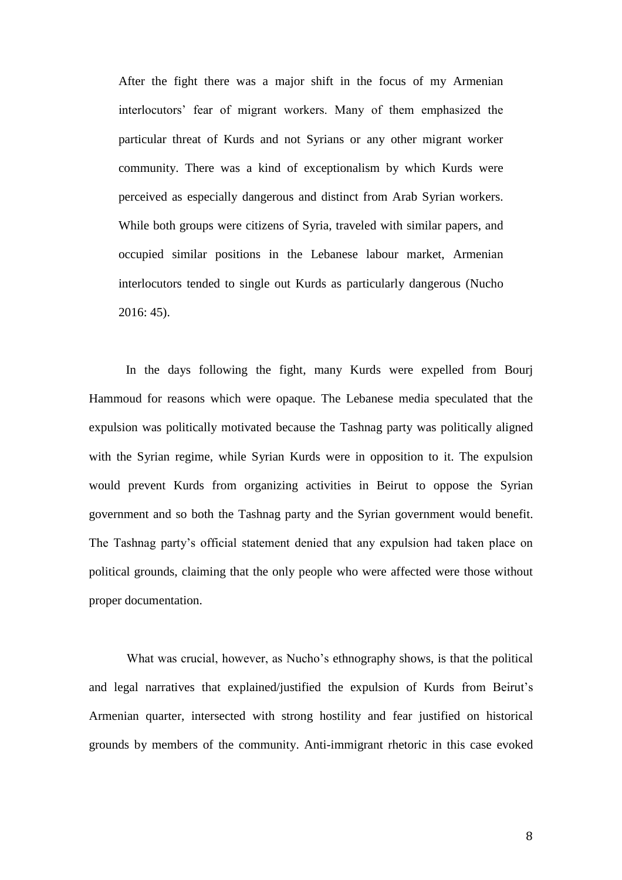> After the fight there was a major shift in the focus of my Armenian interlocutors' fear of migrant workers. Many of them emphasized the particular threat of Kurds and not Syrians or any other migrant worker community. There was a kind of exceptionalism by which Kurds were perceived as especially dangerous and distinct from Arab Syrian workers. While both groups were citizens of Syria, traveled with similar papers, and occupied similar positions in the Lebanese labour market, Armenian interlocutors tended to single out Kurds as particularly dangerous (Nucho 2016: 45).

In the days following the fight, many Kurds were expelled from Bourj Hammoud for reasons which were opaque. The Lebanese media speculated that the expulsion was politically motivated because the Tashnag party was politically aligned with the Syrian regime, while Syrian Kurds were in opposition to it. The expulsion would prevent Kurds from organizing activities in Beirut to oppose the Syrian government and so both the Tashnag party and the Syrian government would benefit. The Tashnag party's official statement denied that any expulsion had taken place on political grounds, claiming that the only people who were affected were those without proper documentation.

What was crucial, however, as Nucho's ethnography shows, is that the political and legal narratives that explained/justified the expulsion of Kurds from Beirut's Armenian quarter, intersected with strong hostility and fear justified on historical grounds by members of the community. Anti-immigrant rhetoric in this case evoked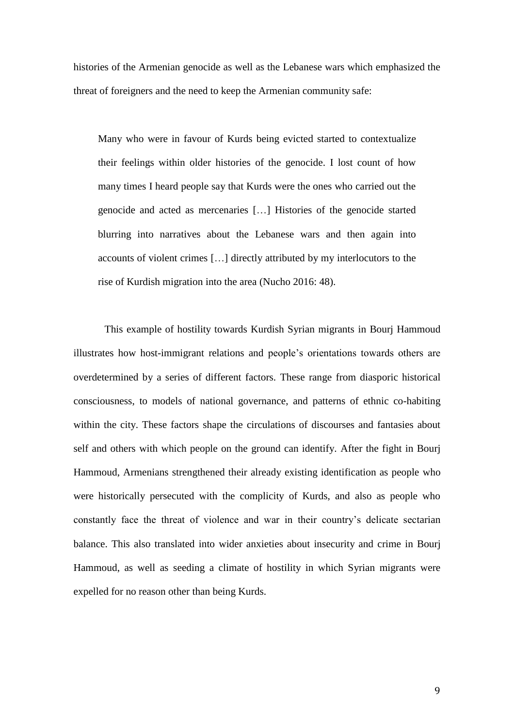histories of the Armenian genocide as well as the Lebanese wars which emphasized the threat of foreigners and the need to keep the Armenian community safe:

> Many who were in favour of Kurds being evicted started to contextualize their feelings within older histories of the genocide. I lost count of how many times I heard people say that Kurds were the ones who carried out the genocide and acted as mercenaries […] Histories of the genocide started blurring into narratives about the Lebanese wars and then again into accounts of violent crimes […] directly attributed by my interlocutors to the rise of Kurdish migration into the area (Nucho 2016: 48).

This example of hostility towards Kurdish Syrian migrants in Bourj Hammoud illustrates how host-immigrant relations and people's orientations towards others are overdetermined by a series of different factors. These range from diasporic historical consciousness, to models of national governance, and patterns of ethnic co-habiting within the city. These factors shape the circulations of discourses and fantasies about self and others with which people on the ground can identify. After the fight in Bourj Hammoud, Armenians strengthened their already existing identification as people who were historically persecuted with the complicity of Kurds, and also as people who constantly face the threat of violence and war in their country's delicate sectarian balance. This also translated into wider anxieties about insecurity and crime in Bourj Hammoud, as well as seeding a climate of hostility in which Syrian migrants were expelled for no reason other than being Kurds.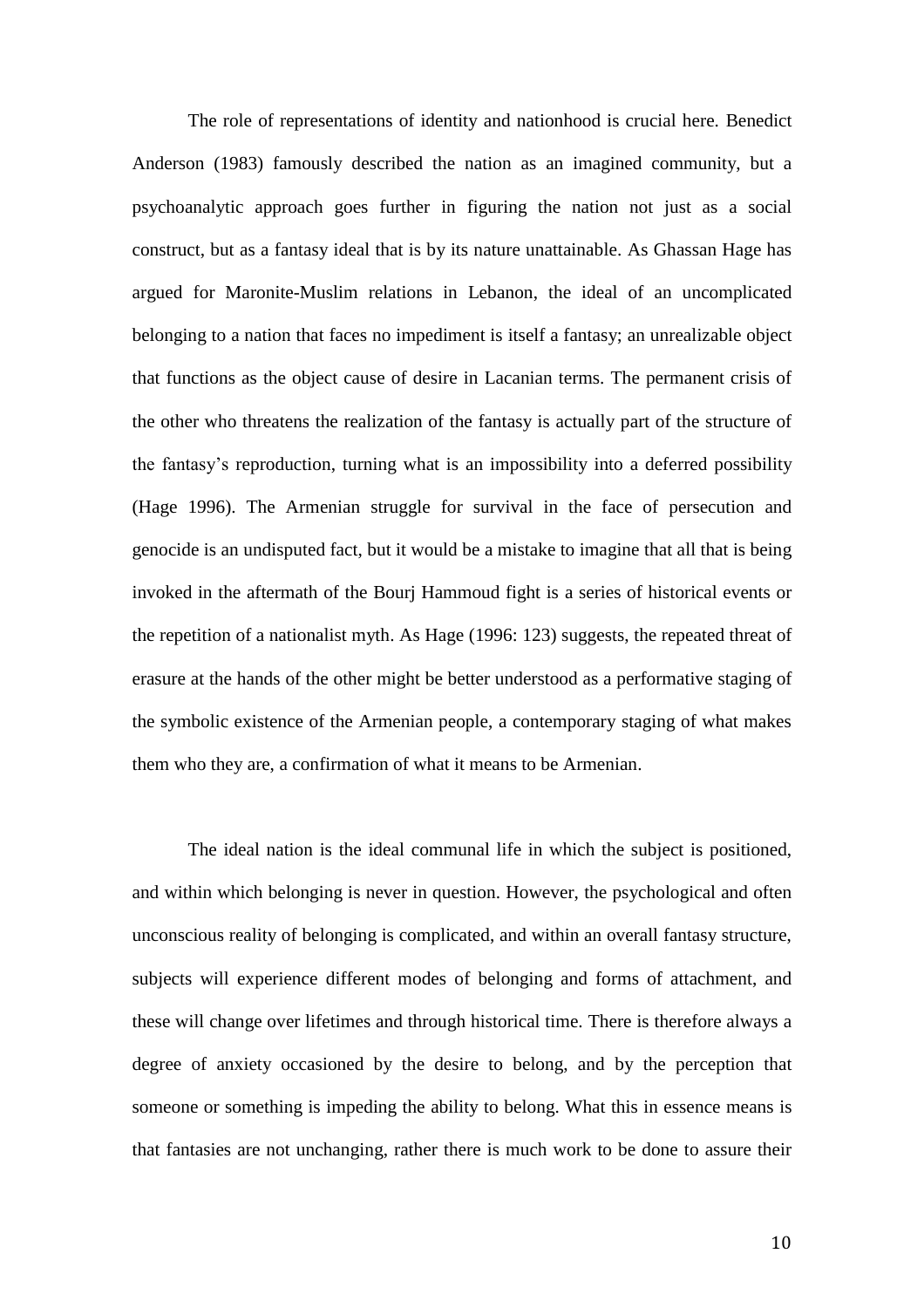The role of representations of identity and nationhood is crucial here. Benedict Anderson (1983) famously described the nation as an imagined community, but a psychoanalytic approach goes further in figuring the nation not just as a social construct, but as a fantasy ideal that is by its nature unattainable. As Ghassan Hage has argued for Maronite-Muslim relations in Lebanon, the ideal of an uncomplicated belonging to a nation that faces no impediment is itself a fantasy; an unrealizable object that functions as the object cause of desire in Lacanian terms. The permanent crisis of the other who threatens the realization of the fantasy is actually part of the structure of the fantasy's reproduction, turning what is an impossibility into a deferred possibility (Hage 1996). The Armenian struggle for survival in the face of persecution and genocide is an undisputed fact, but it would be a mistake to imagine that all that is being invoked in the aftermath of the Bourj Hammoud fight is a series of historical events or the repetition of a nationalist myth. As Hage (1996: 123) suggests, the repeated threat of erasure at the hands of the other might be better understood as a performative staging of the symbolic existence of the Armenian people, a contemporary staging of what makes them who they are, a confirmation of what it means to be Armenian.

The ideal nation is the ideal communal life in which the subject is positioned, and within which belonging is never in question. However, the psychological and often unconscious reality of belonging is complicated, and within an overall fantasy structure, subjects will experience different modes of belonging and forms of attachment, and these will change over lifetimes and through historical time. There is therefore always a degree of anxiety occasioned by the desire to belong, and by the perception that someone or something is impeding the ability to belong. What this in essence means is that fantasies are not unchanging, rather there is much work to be done to assure their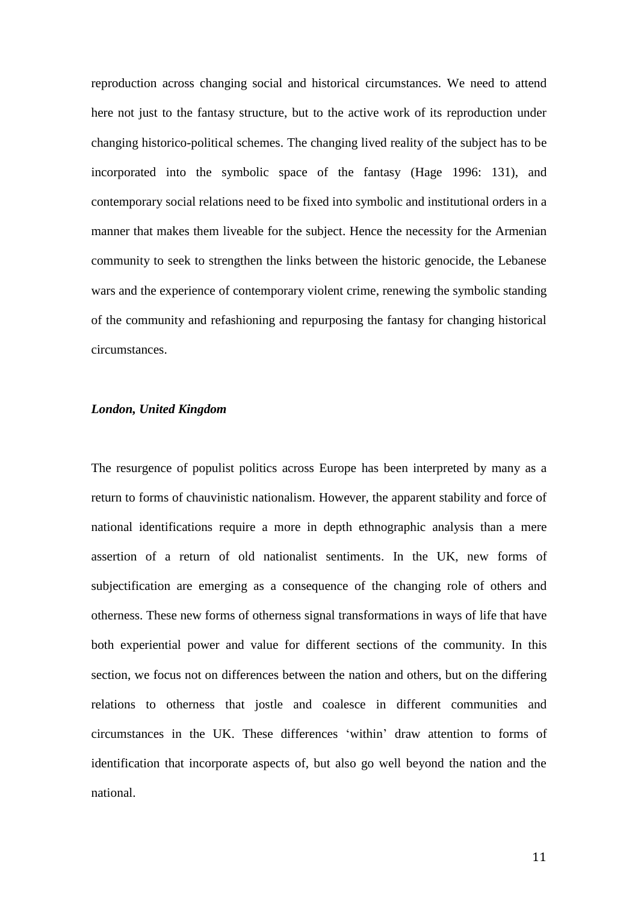reproduction across changing social and historical circumstances. We need to attend here not just to the fantasy structure, but to the active work of its reproduction under changing historico-political schemes. The changing lived reality of the subject has to be incorporated into the symbolic space of the fantasy (Hage 1996: 131), and contemporary social relations need to be fixed into symbolic and institutional orders in a manner that makes them liveable for the subject. Hence the necessity for the Armenian community to seek to strengthen the links between the historic genocide, the Lebanese wars and the experience of contemporary violent crime, renewing the symbolic standing of the community and refashioning and repurposing the fantasy for changing historical circumstances.

### *London, United Kingdom*

The resurgence of populist politics across Europe has been interpreted by many as a return to forms of chauvinistic nationalism. However, the apparent stability and force of national identifications require a more in depth ethnographic analysis than a mere assertion of a return of old nationalist sentiments. In the UK, new forms of subjectification are emerging as a consequence of the changing role of others and otherness. These new forms of otherness signal transformations in ways of life that have both experiential power and value for different sections of the community. In this section, we focus not on differences between the nation and others, but on the differing relations to otherness that jostle and coalesce in different communities and circumstances in the UK. These differences 'within' draw attention to forms of identification that incorporate aspects of, but also go well beyond the nation and the national.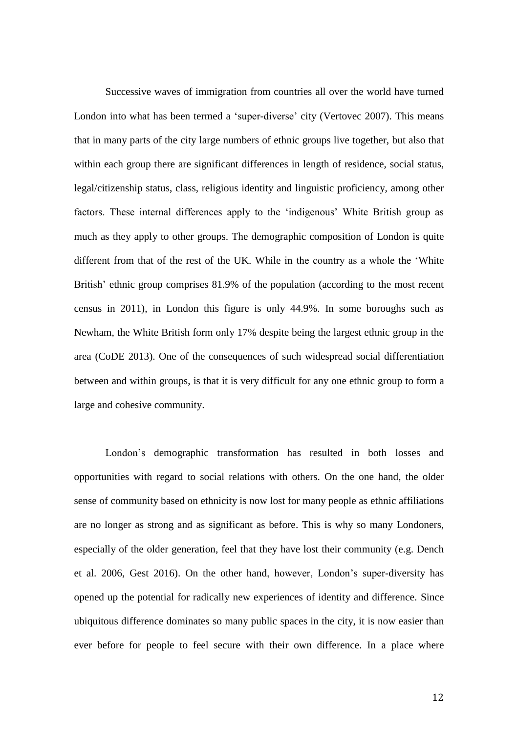Successive waves of immigration from countries all over the world have turned London into what has been termed a 'super-diverse' city (Vertovec 2007). This means that in many parts of the city large numbers of ethnic groups live together, but also that within each group there are significant differences in length of residence, social status, legal/citizenship status, class, religious identity and linguistic proficiency, among other factors. These internal differences apply to the 'indigenous' White British group as much as they apply to other groups. The demographic composition of London is quite different from that of the rest of the UK. While in the country as a whole the 'White British' ethnic group comprises 81.9% of the population (according to the most recent census in 2011), in London this figure is only 44.9%. In some boroughs such as Newham, the White British form only 17% despite being the largest ethnic group in the area (CoDE 2013). One of the consequences of such widespread social differentiation between and within groups, is that it is very difficult for any one ethnic group to form a large and cohesive community.

London's demographic transformation has resulted in both losses and opportunities with regard to social relations with others. On the one hand, the older sense of community based on ethnicity is now lost for many people as ethnic affiliations are no longer as strong and as significant as before. This is why so many Londoners, especially of the older generation, feel that they have lost their community (e.g. Dench et al. 2006, Gest 2016). On the other hand, however, London's super-diversity has opened up the potential for radically new experiences of identity and difference. Since ubiquitous difference dominates so many public spaces in the city, it is now easier than ever before for people to feel secure with their own difference. In a place where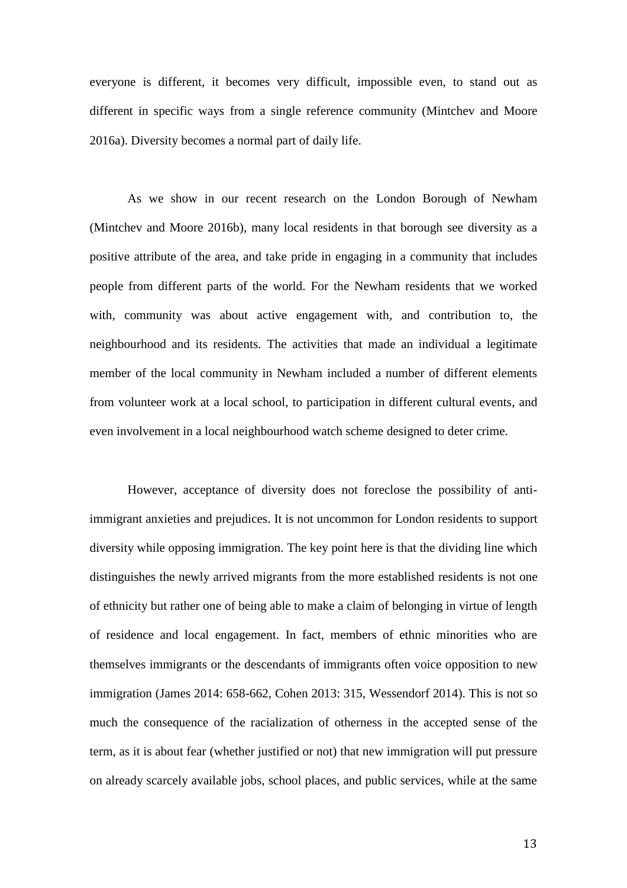everyone is different, it becomes very difficult, impossible even, to stand out as different in specific ways from a single reference community (Mintchev and Moore 2016a). Diversity becomes a normal part of daily life.

As we show in our recent research on the London Borough of Newham (Mintchev and Moore 2016b), many local residents in that borough see diversity as a positive attribute of the area, and take pride in engaging in a community that includes people from different parts of the world. For the Newham residents that we worked with, community was about active engagement with, and contribution to, the neighbourhood and its residents. The activities that made an individual a legitimate member of the local community in Newham included a number of different elements from volunteer work at a local school, to participation in different cultural events, and even involvement in a local neighbourhood watch scheme designed to deter crime.

However, acceptance of diversity does not foreclose the possibility of anti-immigrant anxieties and prejudices. It is not uncommon for London residents to support diversity while opposing immigration. The key point here is that the dividing line which distinguishes the newly arrived migrants from the more established residents is not one of ethnicity but rather one of being able to make a claim of belonging in virtue of length of residence and local engagement. In fact, members of ethnic minorities who are themselves immigrants or the descendants of immigrants often voice opposition to new immigration (James 2014: 658-662, Cohen 2013: 315, Wessendorf 2014). This is not so much the consequence of the racialization of otherness in the accepted sense of the term, as it is about fear (whether justified or not) that new immigration will put pressure on already scarcely available jobs, school places, and public services, while at the same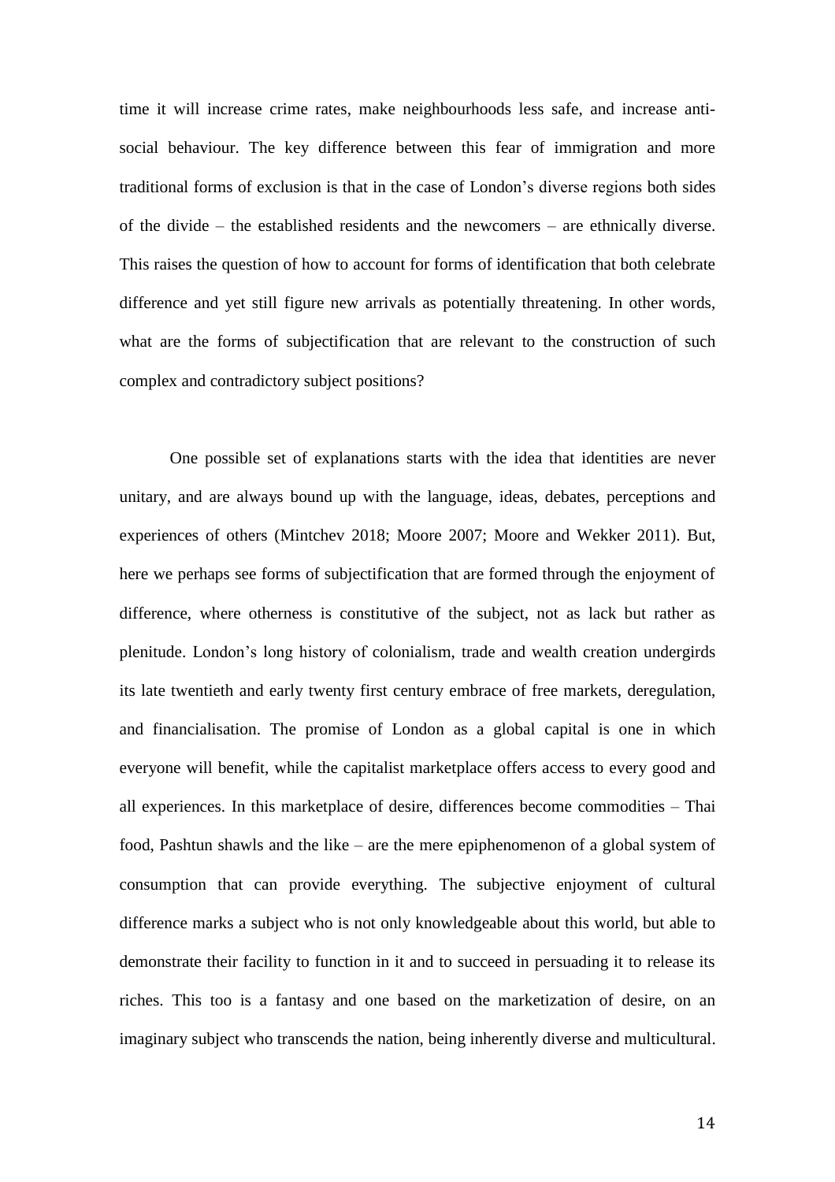time it will increase crime rates, make neighbourhoods less safe, and increase anti-social behaviour. The key difference between this fear of immigration and more traditional forms of exclusion is that in the case of London's diverse regions both sides of the divide – the established residents and the newcomers – are ethnically diverse. This raises the question of how to account for forms of identification that both celebrate difference and yet still figure new arrivals as potentially threatening. In other words, what are the forms of subjectification that are relevant to the construction of such complex and contradictory subject positions?

One possible set of explanations starts with the idea that identities are never unitary, and are always bound up with the language, ideas, debates, perceptions and experiences of others (Mintchev 2018; Moore 2007; Moore and Wekker 2011). But, here we perhaps see forms of subjectification that are formed through the enjoyment of difference, where otherness is constitutive of the subject, not as lack but rather as plenitude. London's long history of colonialism, trade and wealth creation undergirds its late twentieth and early twenty first century embrace of free markets, deregulation, and financialisation. The promise of London as a global capital is one in which everyone will benefit, while the capitalist marketplace offers access to every good and all experiences. In this marketplace of desire, differences become commodities – Thai food, Pashtun shawls and the like – are the mere epiphenomenon of a global system of consumption that can provide everything. The subjective enjoyment of cultural difference marks a subject who is not only knowledgeable about this world, but able to demonstrate their facility to function in it and to succeed in persuading it to release its riches. This too is a fantasy and one based on the marketization of desire, on an imaginary subject who transcends the nation, being inherently diverse and multicultural.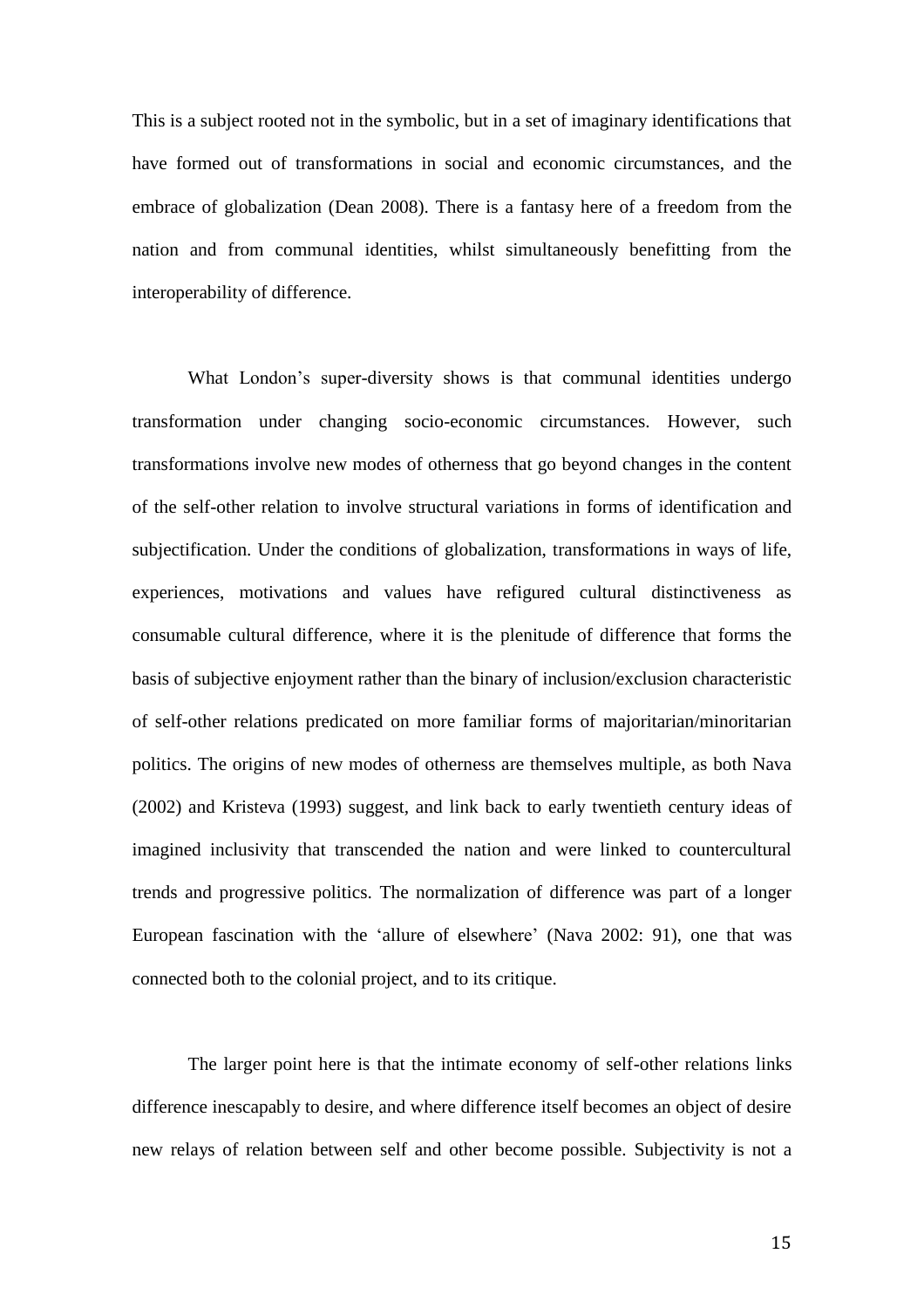This is a subject rooted not in the symbolic, but in a set of imaginary identifications that have formed out of transformations in social and economic circumstances, and the embrace of globalization (Dean 2008). There is a fantasy here of a freedom from the nation and from communal identities, whilst simultaneously benefitting from the interoperability of difference.

What London's super-diversity shows is that communal identities undergo transformation under changing socio-economic circumstances. However, such transformations involve new modes of otherness that go beyond changes in the content of the self-other relation to involve structural variations in forms of identification and subjectification. Under the conditions of globalization, transformations in ways of life, experiences, motivations and values have refigured cultural distinctiveness as consumable cultural difference, where it is the plenitude of difference that forms the basis of subjective enjoyment rather than the binary of inclusion/exclusion characteristic of self-other relations predicated on more familiar forms of majoritarian/minoritarian politics. The origins of new modes of otherness are themselves multiple, as both Nava (2002) and Kristeva (1993) suggest, and link back to early twentieth century ideas of imagined inclusivity that transcended the nation and were linked to countercultural trends and progressive politics. The normalization of difference was part of a longer European fascination with the 'allure of elsewhere' (Nava 2002: 91), one that was connected both to the colonial project, and to its critique.

The larger point here is that the intimate economy of self-other relations links difference inescapably to desire, and where difference itself becomes an object of desire new relays of relation between self and other become possible. Subjectivity is not a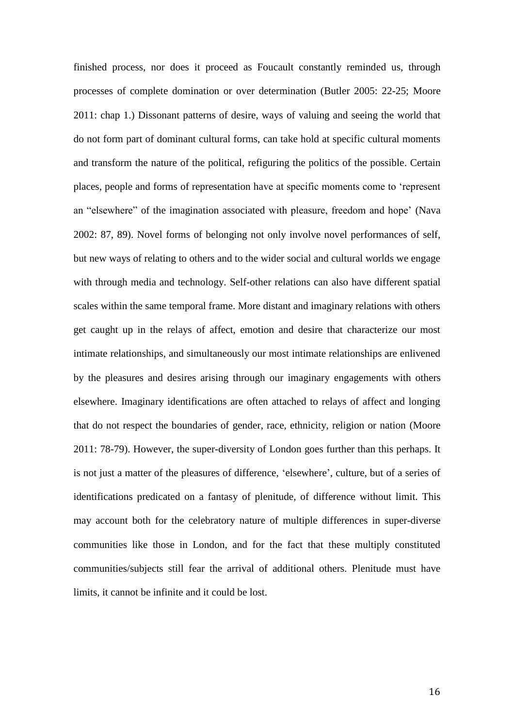finished process, nor does it proceed as Foucault constantly reminded us, through processes of complete domination or over determination (Butler 2005: 22-25; Moore 2011: chap 1.) Dissonant patterns of desire, ways of valuing and seeing the world that do not form part of dominant cultural forms, can take hold at specific cultural moments and transform the nature of the political, refiguring the politics of the possible. Certain places, people and forms of representation have at specific moments come to 'represent an "elsewhere" of the imagination associated with pleasure, freedom and hope' (Nava 2002: 87, 89). Novel forms of belonging not only involve novel performances of self, but new ways of relating to others and to the wider social and cultural worlds we engage with through media and technology. Self-other relations can also have different spatial scales within the same temporal frame. More distant and imaginary relations with others get caught up in the relays of affect, emotion and desire that characterize our most intimate relationships, and simultaneously our most intimate relationships are enlivened by the pleasures and desires arising through our imaginary engagements with others elsewhere. Imaginary identifications are often attached to relays of affect and longing that do not respect the boundaries of gender, race, ethnicity, religion or nation (Moore 2011: 78-79). However, the super-diversity of London goes further than this perhaps. It is not just a matter of the pleasures of difference, 'elsewhere', culture, but of a series of identifications predicated on a fantasy of plenitude, of difference without limit. This may account both for the celebratory nature of multiple differences in super-diverse communities like those in London, and for the fact that these multiply constituted communities/subjects still fear the arrival of additional others. Plenitude must have limits, it cannot be infinite and it could be lost.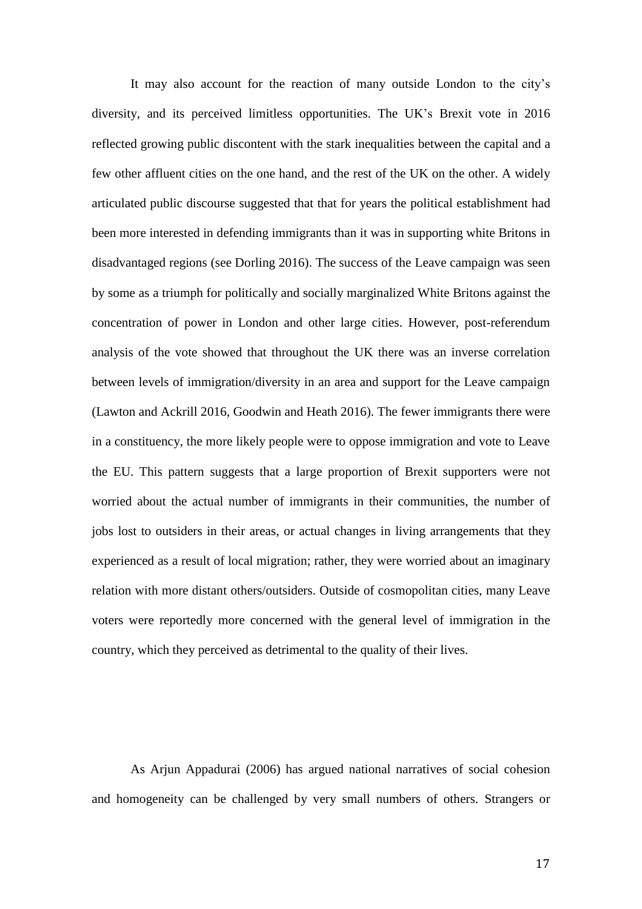It may also account for the reaction of many outside London to the city's diversity, and its perceived limitless opportunities. The UK's Brexit vote in 2016 reflected growing public discontent with the stark inequalities between the capital and a few other affluent cities on the one hand, and the rest of the UK on the other. A widely articulated public discourse suggested that that for years the political establishment had been more interested in defending immigrants than it was in supporting white Britons in disadvantaged regions (see Dorling 2016). The success of the Leave campaign was seen by some as a triumph for politically and socially marginalized White Britons against the concentration of power in London and other large cities. However, post-referendum analysis of the vote showed that throughout the UK there was an inverse correlation between levels of immigration/diversity in an area and support for the Leave campaign (Lawton and Ackrill 2016, Goodwin and Heath 2016). The fewer immigrants there were in a constituency, the more likely people were to oppose immigration and vote to Leave the EU. This pattern suggests that a large proportion of Brexit supporters were not worried about the actual number of immigrants in their communities, the number of jobs lost to outsiders in their areas, or actual changes in living arrangements that they experienced as a result of local migration; rather, they were worried about an imaginary relation with more distant others/outsiders. Outside of cosmopolitan cities, many Leave voters were reportedly more concerned with the general level of immigration in the country, which they perceived as detrimental to the quality of their lives.

As Arjun Appadurai (2006) has argued national narratives of social cohesion and homogeneity can be challenged by very small numbers of others. Strangers or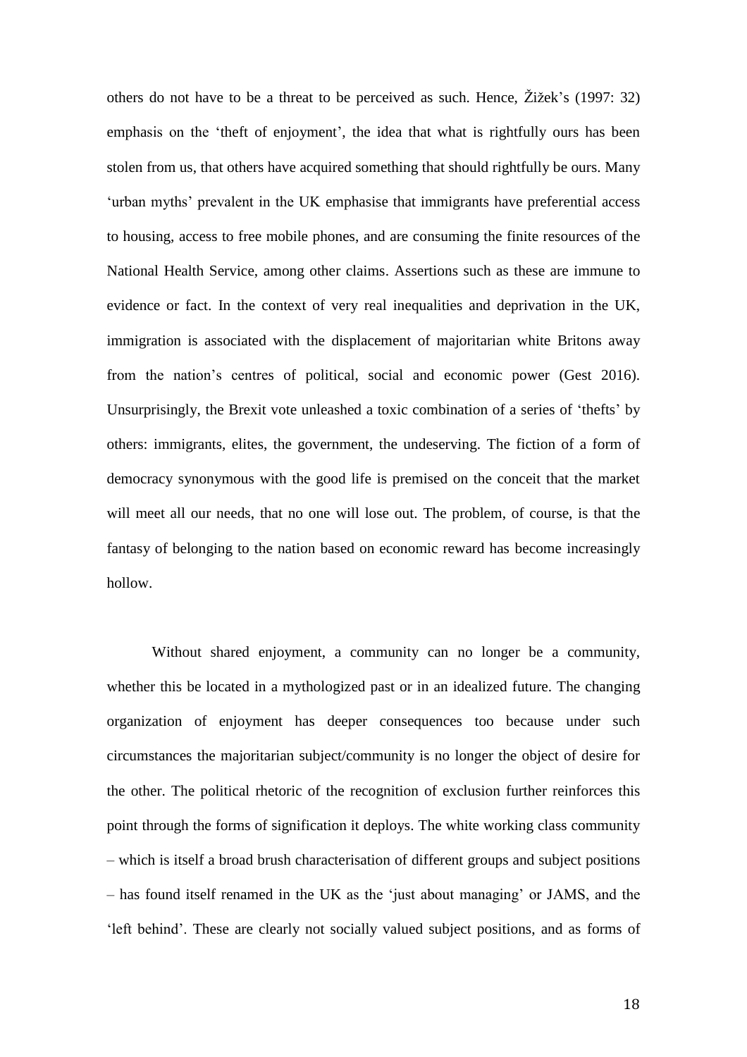others do not have to be a threat to be perceived as such. Hence, Žižek's (1997: 32) emphasis on the 'theft of enjoyment', the idea that what is rightfully ours has been stolen from us, that others have acquired something that should rightfully be ours. Many 'urban myths' prevalent in the UK emphasise that immigrants have preferential access to housing, access to free mobile phones, and are consuming the finite resources of the National Health Service, among other claims. Assertions such as these are immune to evidence or fact. In the context of very real inequalities and deprivation in the UK, immigration is associated with the displacement of majoritarian white Britons away from the nation's centres of political, social and economic power (Gest 2016). Unsurprisingly, the Brexit vote unleashed a toxic combination of a series of 'thefts' by others: immigrants, elites, the government, the undeserving. The fiction of a form of democracy synonymous with the good life is premised on the conceit that the market will meet all our needs, that no one will lose out. The problem, of course, is that the fantasy of belonging to the nation based on economic reward has become increasingly hollow.

Without shared enjoyment, a community can no longer be a community, whether this be located in a mythologized past or in an idealized future. The changing organization of enjoyment has deeper consequences too because under such circumstances the majoritarian subject/community is no longer the object of desire for the other. The political rhetoric of the recognition of exclusion further reinforces this point through the forms of signification it deploys. The white working class community – which is itself a broad brush characterisation of different groups and subject positions – has found itself renamed in the UK as the 'just about managing' or JAMS, and the 'left behind'. These are clearly not socially valued subject positions, and as forms of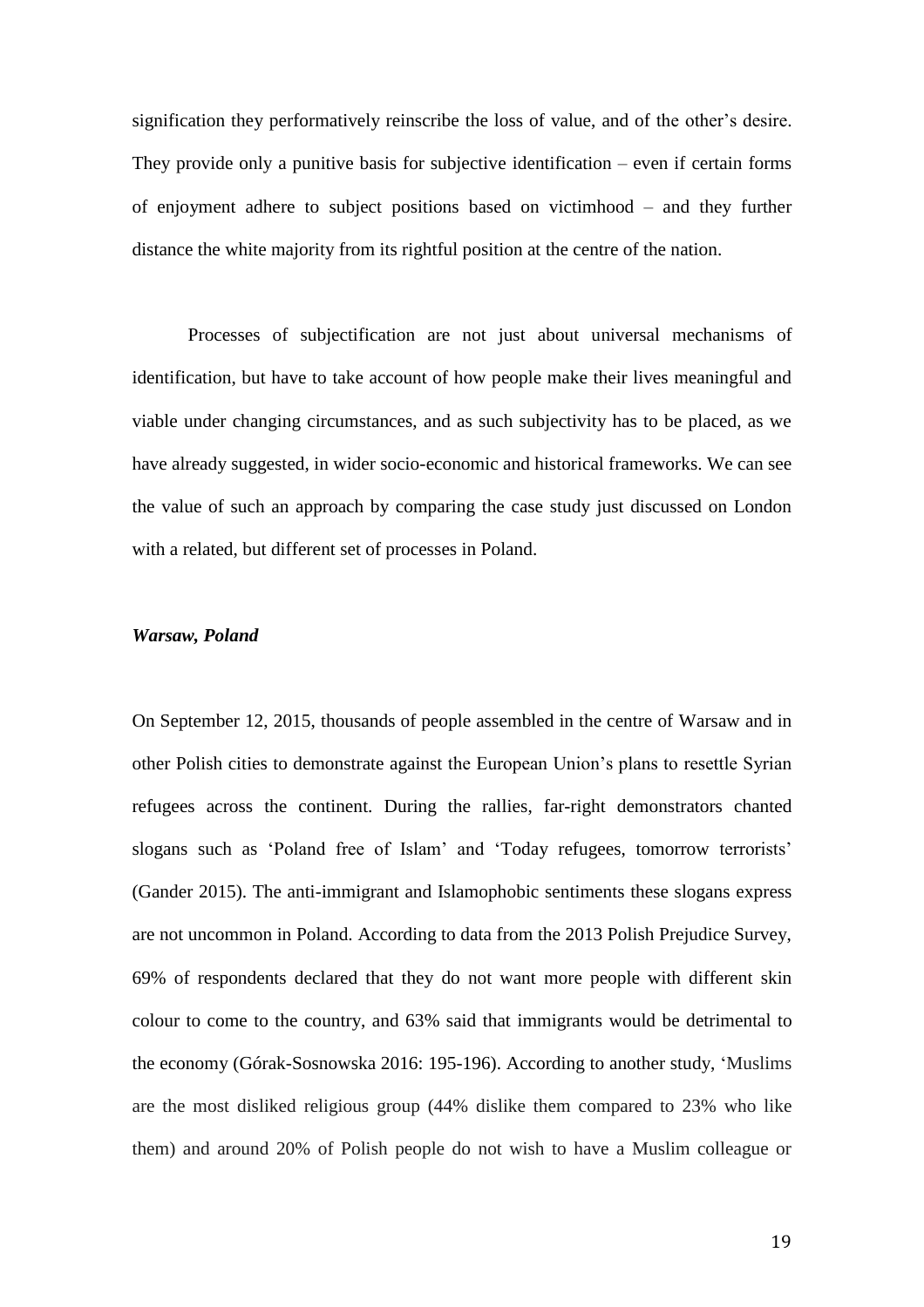signification they performatively reinscribe the loss of value, and of the other's desire. They provide only a punitive basis for subjective identification – even if certain forms of enjoyment adhere to subject positions based on victimhood – and they further distance the white majority from its rightful position at the centre of the nation.

Processes of subjectification are not just about universal mechanisms of identification, but have to take account of how people make their lives meaningful and viable under changing circumstances, and as such subjectivity has to be placed, as we have already suggested, in wider socio-economic and historical frameworks. We can see the value of such an approach by comparing the case study just discussed on London with a related, but different set of processes in Poland.

### *Warsaw, Poland*

On September 12, 2015, thousands of people assembled in the centre of Warsaw and in other Polish cities to demonstrate against the European Union's plans to resettle Syrian refugees across the continent. During the rallies, far-right demonstrators chanted slogans such as 'Poland free of Islam' and 'Today refugees, tomorrow terrorists' (Gander 2015). The anti-immigrant and Islamophobic sentiments these slogans express are not uncommon in Poland. According to data from the 2013 Polish Prejudice Survey, 69% of respondents declared that they do not want more people with different skin colour to come to the country, and 63% said that immigrants would be detrimental to the economy (Górak-Sosnowska 2016: 195-196). According to another study, 'Muslims are the most disliked religious group (44% dislike them compared to 23% who like them) and around 20% of Polish people do not wish to have a Muslim colleague or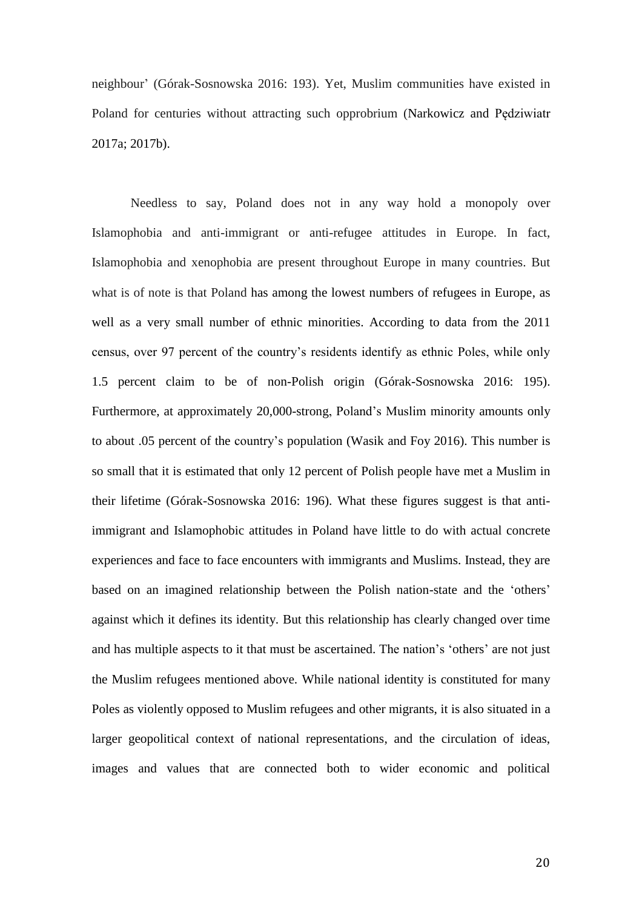neighbour' (Górak-Sosnowska 2016: 193). Yet, Muslim communities have existed in Poland for centuries without attracting such opprobrium (Narkowicz and Pędziwiatr 2017a; 2017b).

Needless to say, Poland does not in any way hold a monopoly over Islamophobia and anti-immigrant or anti-refugee attitudes in Europe. In fact, Islamophobia and xenophobia are present throughout Europe in many countries. But what is of note is that Poland has among the lowest numbers of refugees in Europe, as well as a very small number of ethnic minorities. According to data from the 2011 census, over 97 percent of the country's residents identify as ethnic Poles, while only 1.5 percent claim to be of non-Polish origin (Górak-Sosnowska 2016: 195). Furthermore, at approximately 20,000-strong, Poland's Muslim minority amounts only to about .05 percent of the country's population (Wasik and Foy 2016). This number is so small that it is estimated that only 12 percent of Polish people have met a Muslim in their lifetime (Górak-Sosnowska 2016: 196). What these figures suggest is that anti-immigrant and Islamophobic attitudes in Poland have little to do with actual concrete experiences and face to face encounters with immigrants and Muslims. Instead, they are based on an imagined relationship between the Polish nation-state and the 'others' against which it defines its identity. But this relationship has clearly changed over time and has multiple aspects to it that must be ascertained. The nation's 'others' are not just the Muslim refugees mentioned above. While national identity is constituted for many Poles as violently opposed to Muslim refugees and other migrants, it is also situated in a larger geopolitical context of national representations, and the circulation of ideas, images and values that are connected both to wider economic and political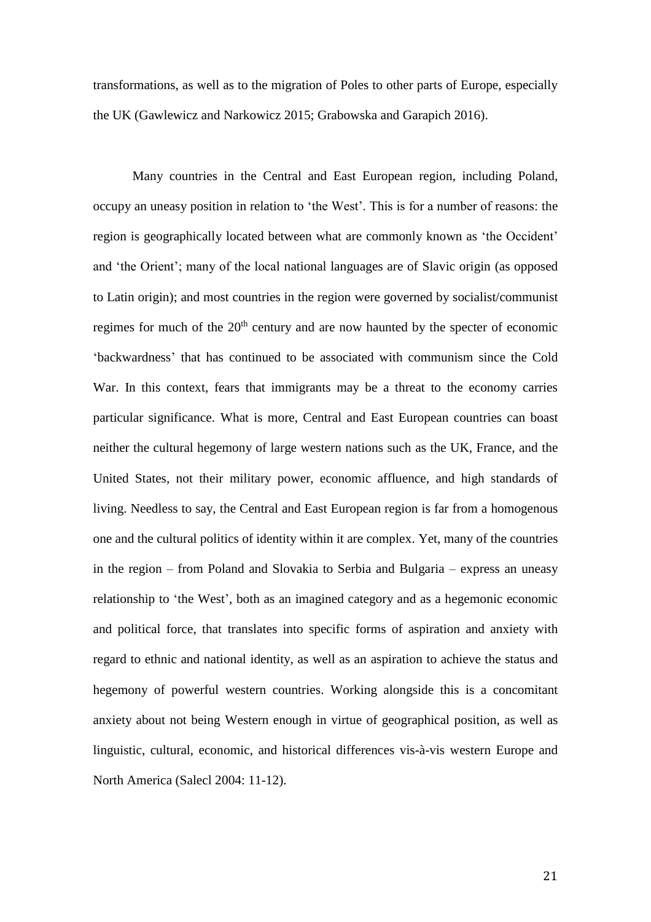transformations, as well as to the migration of Poles to other parts of Europe, especially the UK (Gawlewicz and Narkowicz 2015; Grabowska and Garapich 2016).

Many countries in the Central and East European region, including Poland, occupy an uneasy position in relation to 'the West'. This is for a number of reasons: the region is geographically located between what are commonly known as 'the Occident' and 'the Orient'; many of the local national languages are of Slavic origin (as opposed to Latin origin); and most countries in the region were governed by socialist/communist regimes for much of the 20th century and are now haunted by the specter of economic 'backwardness' that has continued to be associated with communism since the Cold War. In this context, fears that immigrants may be a threat to the economy carries particular significance. What is more, Central and East European countries can boast neither the cultural hegemony of large western nations such as the UK, France, and the United States, not their military power, economic affluence, and high standards of living. Needless to say, the Central and East European region is far from a homogenous one and the cultural politics of identity within it are complex. Yet, many of the countries in the region – from Poland and Slovakia to Serbia and Bulgaria – express an uneasy relationship to 'the West', both as an imagined category and as a hegemonic economic and political force, that translates into specific forms of aspiration and anxiety with regard to ethnic and national identity, as well as an aspiration to achieve the status and hegemony of powerful western countries. Working alongside this is a concomitant anxiety about not being Western enough in virtue of geographical position, as well as linguistic, cultural, economic, and historical differences vis-à-vis western Europe and North America (Salecl 2004: 11-12).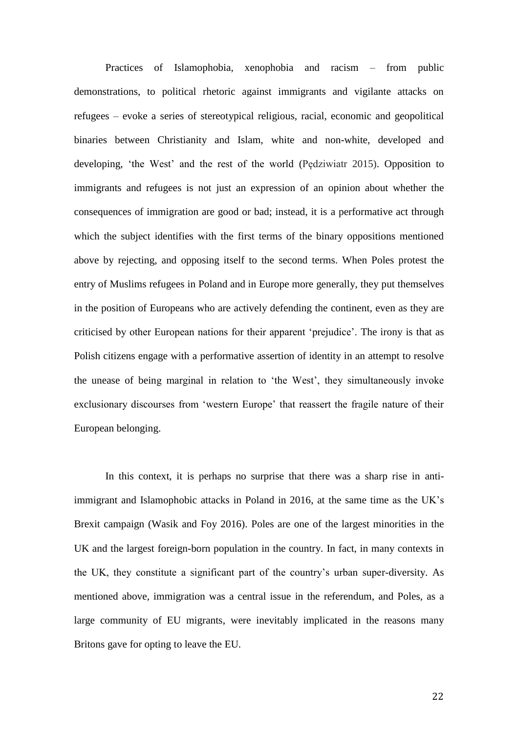Practices of Islamophobia, xenophobia and racism – from public demonstrations, to political rhetoric against immigrants and vigilante attacks on refugees – evoke a series of stereotypical religious, racial, economic and geopolitical binaries between Christianity and Islam, white and non-white, developed and developing, 'the West' and the rest of the world (Pędziwiatr 2015). Opposition to immigrants and refugees is not just an expression of an opinion about whether the consequences of immigration are good or bad; instead, it is a performative act through which the subject identifies with the first terms of the binary oppositions mentioned above by rejecting, and opposing itself to the second terms. When Poles protest the entry of Muslims refugees in Poland and in Europe more generally, they put themselves in the position of Europeans who are actively defending the continent, even as they are criticised by other European nations for their apparent 'prejudice'. The irony is that as Polish citizens engage with a performative assertion of identity in an attempt to resolve the unease of being marginal in relation to 'the West', they simultaneously invoke exclusionary discourses from 'western Europe' that reassert the fragile nature of their European belonging.

In this context, it is perhaps no surprise that there was a sharp rise in anti-immigrant and Islamophobic attacks in Poland in 2016, at the same time as the UK's Brexit campaign (Wasik and Foy 2016). Poles are one of the largest minorities in the UK and the largest foreign-born population in the country. In fact, in many contexts in the UK, they constitute a significant part of the country's urban super-diversity. As mentioned above, immigration was a central issue in the referendum, and Poles, as a large community of EU migrants, were inevitably implicated in the reasons many Britons gave for opting to leave the EU.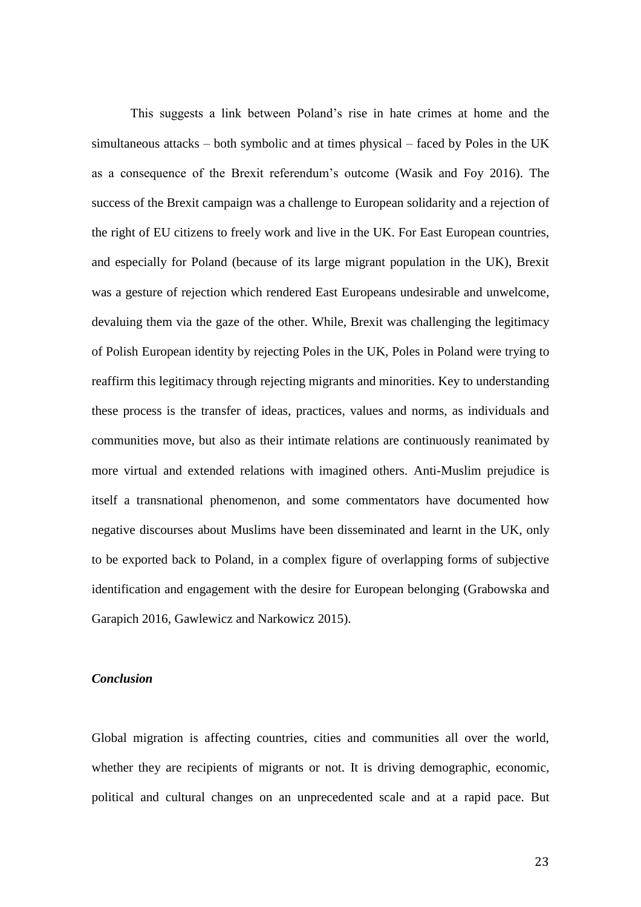This suggests a link between Poland's rise in hate crimes at home and the simultaneous attacks – both symbolic and at times physical – faced by Poles in the UK as a consequence of the Brexit referendum's outcome (Wasik and Foy 2016). The success of the Brexit campaign was a challenge to European solidarity and a rejection of the right of EU citizens to freely work and live in the UK. For East European countries, and especially for Poland (because of its large migrant population in the UK), Brexit was a gesture of rejection which rendered East Europeans undesirable and unwelcome, devaluing them via the gaze of the other. While, Brexit was challenging the legitimacy of Polish European identity by rejecting Poles in the UK, Poles in Poland were trying to reaffirm this legitimacy through rejecting migrants and minorities. Key to understanding these process is the transfer of ideas, practices, values and norms, as individuals and communities move, but also as their intimate relations are continuously reanimated by more virtual and extended relations with imagined others. Anti-Muslim prejudice is itself a transnational phenomenon, and some commentators have documented how negative discourses about Muslims have been disseminated and learnt in the UK, only to be exported back to Poland, in a complex figure of overlapping forms of subjective identification and engagement with the desire for European belonging (Grabowska and Garapich 2016, Gawlewicz and Narkowicz 2015).

## *Conclusion*

Global migration is affecting countries, cities and communities all over the world, whether they are recipients of migrants or not. It is driving demographic, economic, political and cultural changes on an unprecedented scale and at a rapid pace. But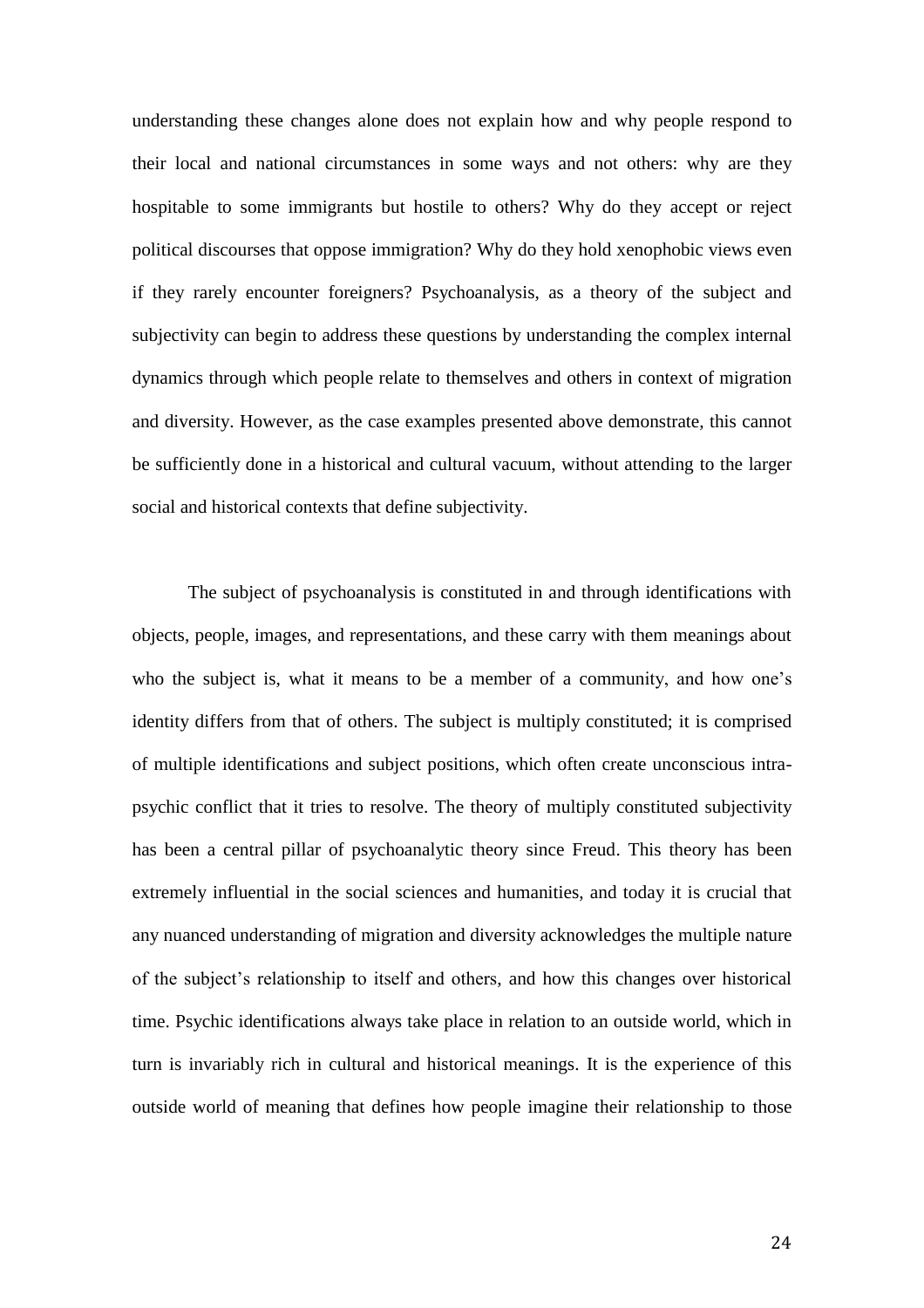understanding these changes alone does not explain how and why people respond to their local and national circumstances in some ways and not others: why are they hospitable to some immigrants but hostile to others? Why do they accept or reject political discourses that oppose immigration? Why do they hold xenophobic views even if they rarely encounter foreigners? Psychoanalysis, as a theory of the subject and subjectivity can begin to address these questions by understanding the complex internal dynamics through which people relate to themselves and others in context of migration and diversity. However, as the case examples presented above demonstrate, this cannot be sufficiently done in a historical and cultural vacuum, without attending to the larger social and historical contexts that define subjectivity.

The subject of psychoanalysis is constituted in and through identifications with objects, people, images, and representations, and these carry with them meanings about who the subject is, what it means to be a member of a community, and how one's identity differs from that of others. The subject is multiply constituted; it is comprised of multiple identifications and subject positions, which often create unconscious intra-psychic conflict that it tries to resolve. The theory of multiply constituted subjectivity has been a central pillar of psychoanalytic theory since Freud. This theory has been extremely influential in the social sciences and humanities, and today it is crucial that any nuanced understanding of migration and diversity acknowledges the multiple nature of the subject's relationship to itself and others, and how this changes over historical time. Psychic identifications always take place in relation to an outside world, which in turn is invariably rich in cultural and historical meanings. It is the experience of this outside world of meaning that defines how people imagine their relationship to those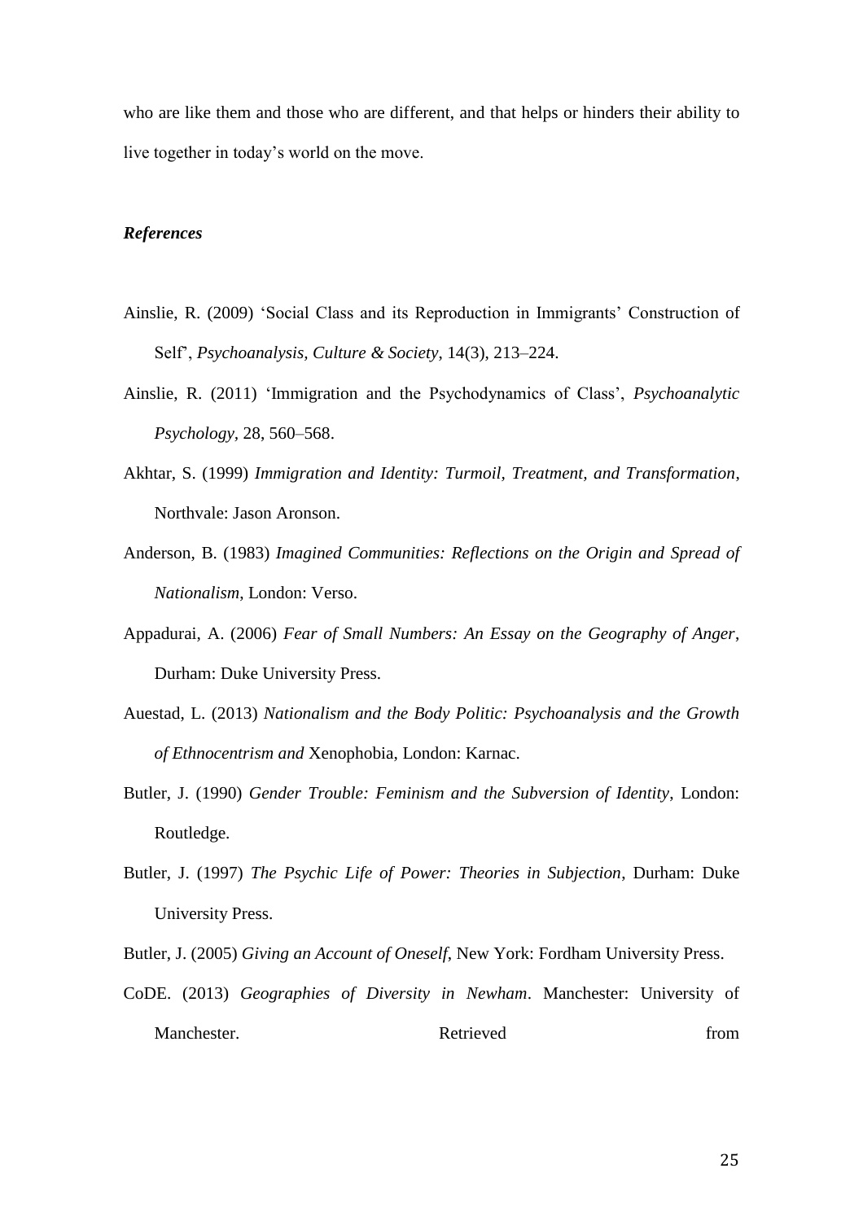who are like them and those who are different, and that helps or hinders their ability to live together in today's world on the move.

### *References*

Ainslie, R. (2009) 'Social Class and its Reproduction in Immigrants' Construction of Self', *Psychoanalysis, Culture & Society*, 14(3), 213–224.

Ainslie, R. (2011) 'Immigration and the Psychodynamics of Class', *Psychoanalytic Psychology,* 28, 560–568.

Akhtar, S. (1999) *Immigration and Identity: Turmoil, Treatment, and Transformation*, Northvale: Jason Aronson.

Anderson, B. (1983) *Imagined Communities: Reflections on the Origin and Spread of Nationalism*, London: Verso.

Appadurai, A. (2006) *Fear of Small Numbers: An Essay on the Geography of Anger*, Durham: Duke University Press.

Auestad, L. (2013) *Nationalism and the Body Politic: Psychoanalysis and the Growth of Ethnocentrism and* Xenophobia, London: Karnac.

Butler, J. (1990) *Gender Trouble: Feminism and the Subversion of Identity*, London: Routledge.

Butler, J. (1997) *The Psychic Life of Power: Theories in Subjection*, Durham: Duke University Press.

Butler, J. (2005) *Giving an Account of Oneself*, New York: Fordham University Press.

CoDE. (2013) *Geographies of Diversity in Newham*. Manchester: University of Manchester. Retrieved from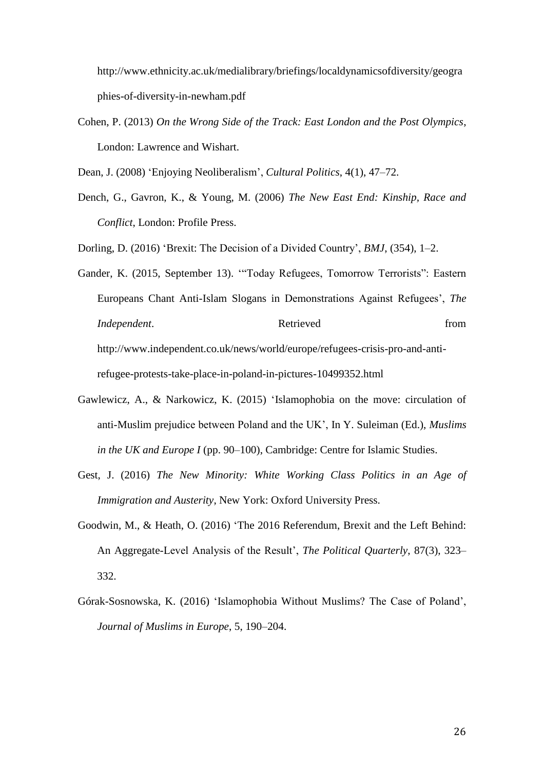http://www.ethnicity.ac.uk/medialibrary/briefings/localdynamicsofdiversity/geographies-of-diversity-in-newham.pdf

Cohen, P. (2013) *On the Wrong Side of the Track: East London and the Post Olympics*, London: Lawrence and Wishart.

Dean, J. (2008) 'Enjoying Neoliberalism', *Cultural Politics*, 4(1), 47–72.

Dench, G., Gavron, K., & Young, M. (2006) *The New East End: Kinship, Race and Conflict*, London: Profile Press.

Dorling, D. (2016) 'Brexit: The Decision of a Divided Country', *BMJ*, (354), 1–2.

Gander, K. (2015, September 13). '"Today Refugees, Tomorrow Terrorists": Eastern Europeans Chant Anti-Islam Slogans in Demonstrations Against Refugees', *The Independent*. Retrieved from http://www.independent.co.uk/news/world/europe/refugees-crisis-pro-and-anti-refugee-protests-take-place-in-poland-in-pictures-10499352.html

Gawlewicz, A., & Narkowicz, K. (2015) 'Islamophobia on the move: circulation of anti-Muslim prejudice between Poland and the UK', In Y. Suleiman (Ed.), *Muslims in the UK and Europe I* (pp. 90–100), Cambridge: Centre for Islamic Studies.

Gest, J. (2016) *The New Minority: White Working Class Politics in an Age of Immigration and Austerity*, New York: Oxford University Press.

Goodwin, M., & Heath, O. (2016) 'The 2016 Referendum, Brexit and the Left Behind: An Aggregate-Level Analysis of the Result', *The Political Quarterly*, 87(3), 323–332.

Górak-Sosnowska, K. (2016) 'Islamophobia Without Muslims? The Case of Poland', *Journal of Muslims in Europe*, 5, 190–204.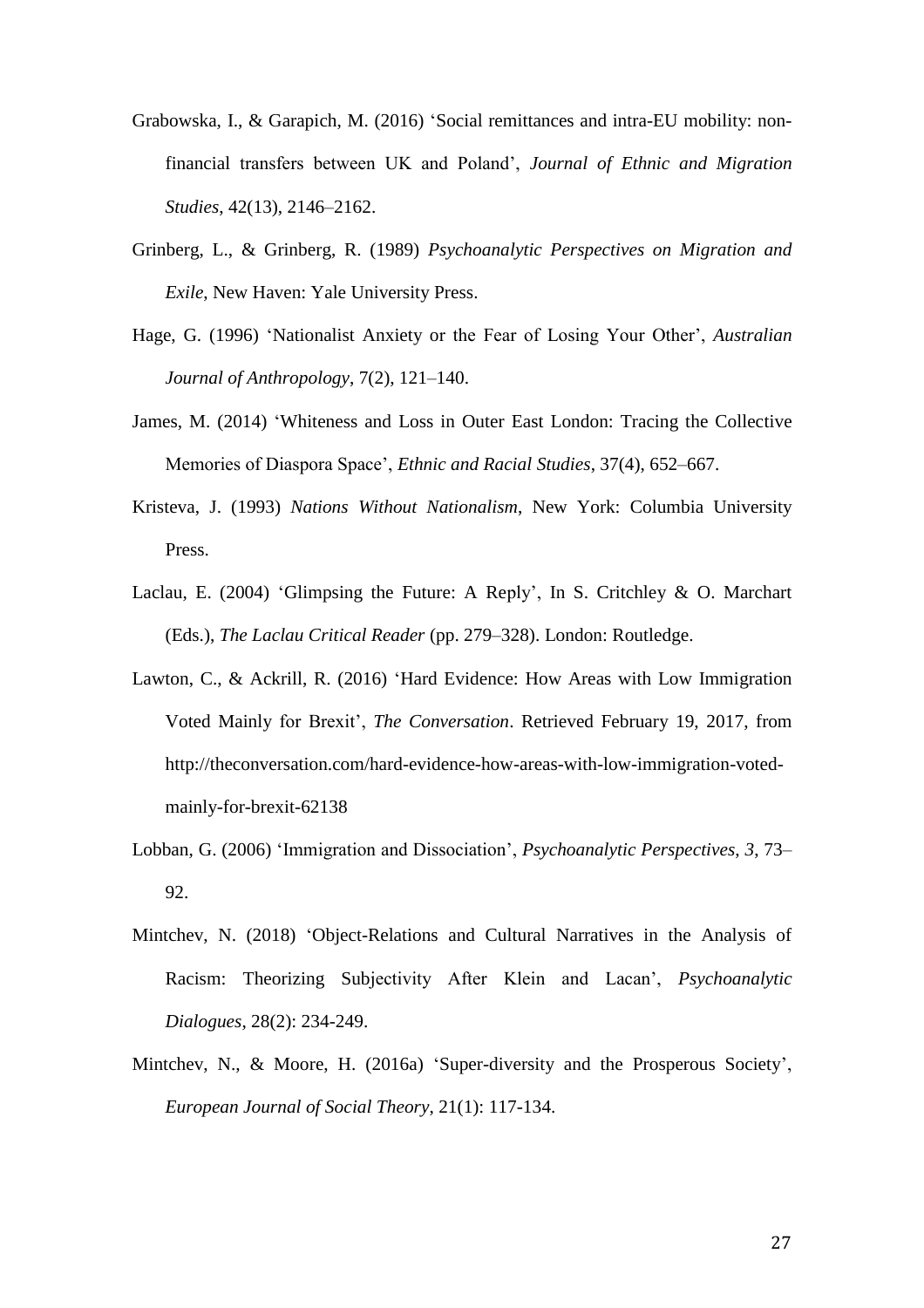Grabowska, I., & Garapich, M. (2016) 'Social remittances and intra-EU mobility: non-financial transfers between UK and Poland', *Journal of Ethnic and Migration Studies*, 42(13), 2146–2162.

Grinberg, L., & Grinberg, R. (1989) *Psychoanalytic Perspectives on Migration and Exile*, New Haven: Yale University Press.

Hage, G. (1996) 'Nationalist Anxiety or the Fear of Losing Your Other', *Australian Journal of Anthropology*, 7(2), 121–140.

James, M. (2014) 'Whiteness and Loss in Outer East London: Tracing the Collective Memories of Diaspora Space', *Ethnic and Racial Studies*, 37(4), 652–667.

Kristeva, J. (1993) *Nations Without Nationalism*, New York: Columbia University Press.

Laclau, E. (2004) 'Glimpsing the Future: A Reply', In S. Critchley & O. Marchart (Eds.), *The Laclau Critical Reader* (pp. 279–328). London: Routledge.

Lawton, C., & Ackrill, R. (2016) 'Hard Evidence: How Areas with Low Immigration Voted Mainly for Brexit', *The Conversation*. Retrieved February 19, 2017, from http://theconversation.com/hard-evidence-how-areas-with-low-immigration-voted-mainly-for-brexit-62138

Lobban, G. (2006) 'Immigration and Dissociation', *Psychoanalytic Perspectives*, *3*, 73–92.

Mintchev, N. (2018) 'Object-Relations and Cultural Narratives in the Analysis of Racism: Theorizing Subjectivity After Klein and Lacan', *Psychoanalytic Dialogues*, 28(2): 234-249.

Mintchev, N., & Moore, H. (2016a) 'Super-diversity and the Prosperous Society', *European Journal of Social Theory*, 21(1): 117-134.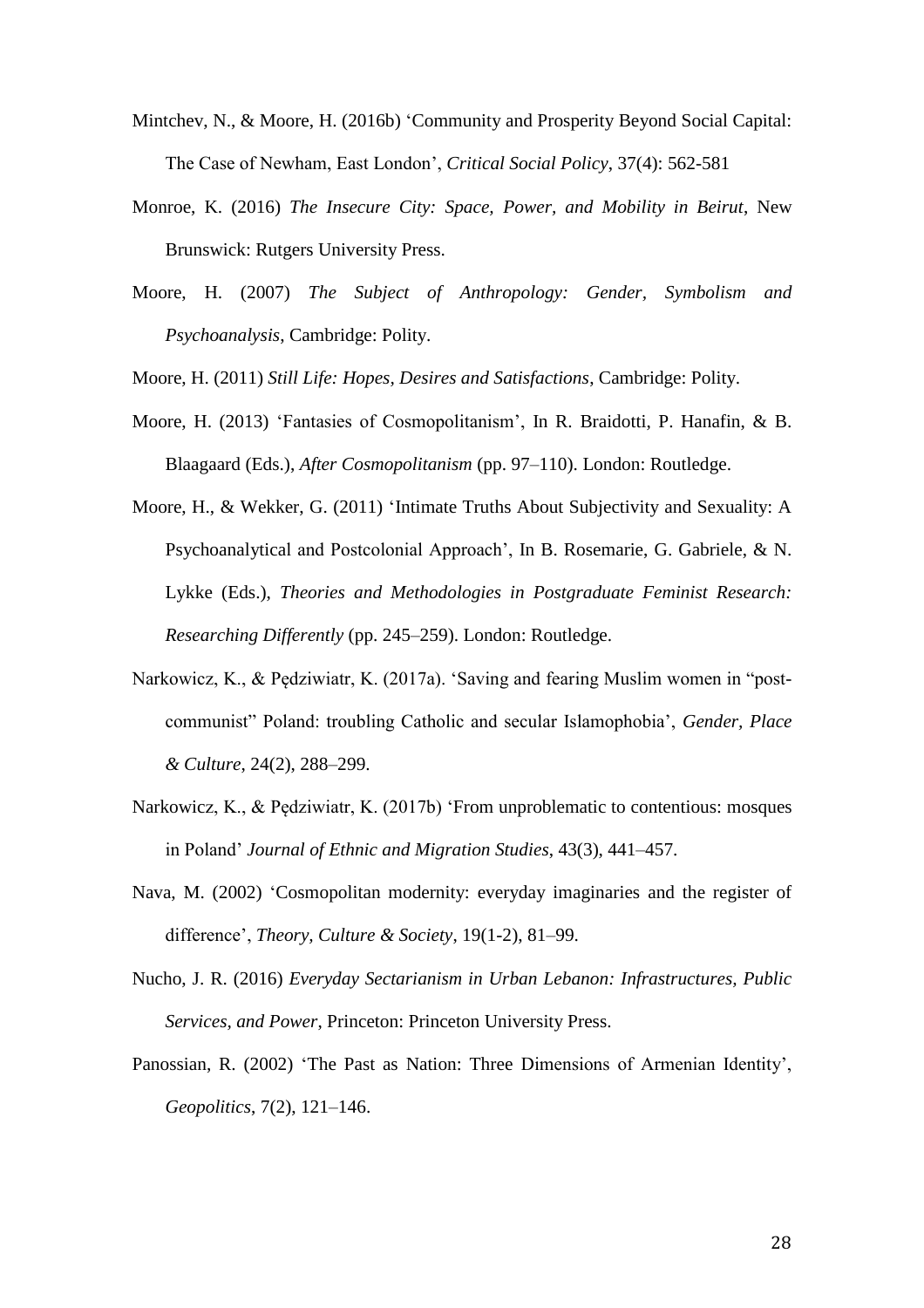Mintchev, N., & Moore, H. (2016b) 'Community and Prosperity Beyond Social Capital: The Case of Newham, East London', *Critical Social Policy*, 37(4): 562-581

Monroe, K. (2016) *The Insecure City: Space, Power, and Mobility in Beirut*, New Brunswick: Rutgers University Press.

Moore, H. (2007) *The Subject of Anthropology: Gender, Symbolism and Psychoanalysis*, Cambridge: Polity.

Moore, H. (2011) *Still Life: Hopes, Desires and Satisfactions*, Cambridge: Polity.

Moore, H. (2013) 'Fantasies of Cosmopolitanism', In R. Braidotti, P. Hanafin, & B. Blaagaard (Eds.), *After Cosmopolitanism* (pp. 97–110). London: Routledge.

Moore, H., & Wekker, G. (2011) 'Intimate Truths About Subjectivity and Sexuality: A Psychoanalytical and Postcolonial Approach', In B. Rosemarie, G. Gabriele, & N. Lykke (Eds.), *Theories and Methodologies in Postgraduate Feminist Research: Researching Differently* (pp. 245–259). London: Routledge.

Narkowicz, K., & Pędziwiatr, K. (2017a). 'Saving and fearing Muslim women in "post-communist" Poland: troubling Catholic and secular Islamophobia', *Gender, Place & Culture*, 24(2), 288–299.

Narkowicz, K., & Pędziwiatr, K. (2017b) 'From unproblematic to contentious: mosques in Poland' *Journal of Ethnic and Migration Studies*, 43(3), 441–457.

Nava, M. (2002) 'Cosmopolitan modernity: everyday imaginaries and the register of difference', *Theory, Culture & Society*, 19(1-2), 81–99.

Nucho, J. R. (2016) *Everyday Sectarianism in Urban Lebanon: Infrastructures, Public Services, and Power*, Princeton: Princeton University Press.

Panossian, R. (2002) 'The Past as Nation: Three Dimensions of Armenian Identity', *Geopolitics*, 7(2), 121–146.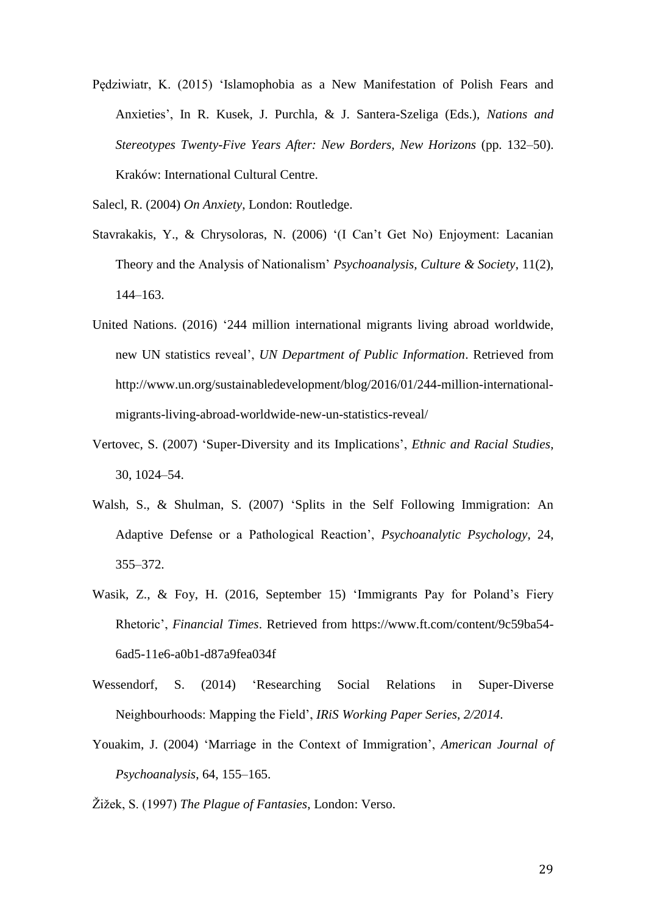Pędziwiatr, K. (2015) 'Islamophobia as a New Manifestation of Polish Fears and Anxieties', In R. Kusek, J. Purchla, & J. Santera-Szeliga (Eds.), *Nations and Stereotypes Twenty-Five Years After: New Borders, New Horizons* (pp. 132–50). Kraków: International Cultural Centre.

Salecl, R. (2004) *On Anxiety*, London: Routledge.

Stavrakakis, Y., & Chrysoloras, N. (2006) '(I Can't Get No) Enjoyment: Lacanian Theory and the Analysis of Nationalism' *Psychoanalysis, Culture & Society*, 11(2), 144–163.

United Nations. (2016) '244 million international migrants living abroad worldwide, new UN statistics reveal', *UN Department of Public Information*. Retrieved from http://www.un.org/sustainabledevelopment/blog/2016/01/244-million-international-migrants-living-abroad-worldwide-new-un-statistics-reveal/

Vertovec, S. (2007) 'Super-Diversity and its Implications', *Ethnic and Racial Studies*, 30, 1024–54.

Walsh, S., & Shulman, S. (2007) 'Splits in the Self Following Immigration: An Adaptive Defense or a Pathological Reaction', *Psychoanalytic Psychology*, 24, 355–372.

Wasik, Z., & Foy, H. (2016, September 15) 'Immigrants Pay for Poland's Fiery Rhetoric', *Financial Times*. Retrieved from https://www.ft.com/content/9c59ba54-6ad5-11e6-a0b1-d87a9fea034f

Wessendorf, S. (2014) 'Researching Social Relations in Super-Diverse Neighbourhoods: Mapping the Field', *IRiS Working Paper Series, 2/2014*.

Youakim, J. (2004) 'Marriage in the Context of Immigration', *American Journal of Psychoanalysis*, 64, 155–165.

Žižek, S. (1997) *The Plague of Fantasies*, London: Verso.